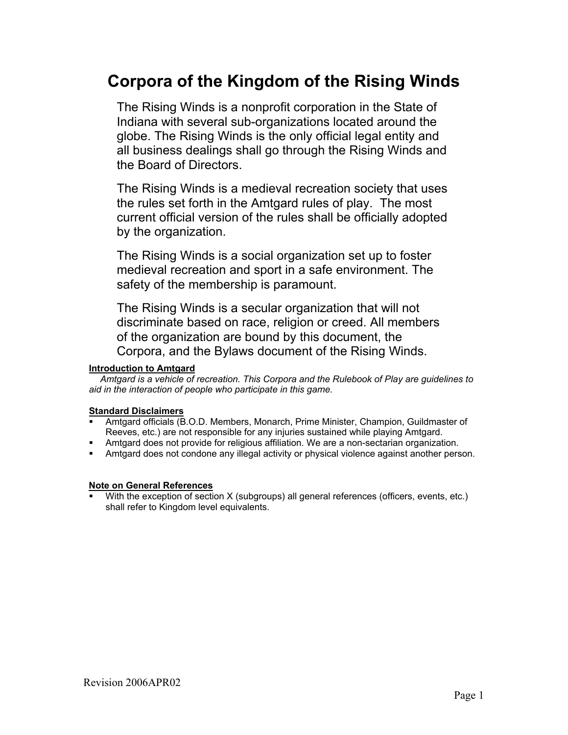# Corpora of the Kingdom of the Rising Winds

The Rising Winds is a nonprofit corporation in the State of Indiana with several sub-organizations located around the globe. The Rising Winds is the only official legal entity and all business dealings shall go through the Rising Winds and the Board of Directors.

The Rising Winds is a medieval recreation society that uses the rules set forth in the Amtgard rules of play. The most current official version of the rules shall be officially adopted by the organization.

The Rising Winds is a social organization set up to foster medieval recreation and sport in a safe environment. The safety of the membership is paramount.

The Rising Winds is a secular organization that will not discriminate based on race, religion or creed. All members of the organization are bound by this document, the Corpora, and the Bylaws document of the Rising Winds.

**Introduction to Amtgard**

*Amtgard is a vehicle of recreation. This Corpora and the Rulebook of Play are guidelines to aid in the interaction of people who participate in this game.*

**Standard Disclaimers**

- Amtgard officials (B.O.D. Members, Monarch, Prime Minister, Champion, Guildmaster of Reeves, etc.) are not responsible for any injuries sustained while playing Amtgard.
- Amtgard does not provide for religious affiliation. We are a non-sectarian organization.
- Amtgard does not condone any illegal activity or physical violence against another person.

**Note on General References**

- With the exception of section X (subgroups) all general references (officers, events, etc.) shall refer to Kingdom level equivalents.

Revision 2006APR02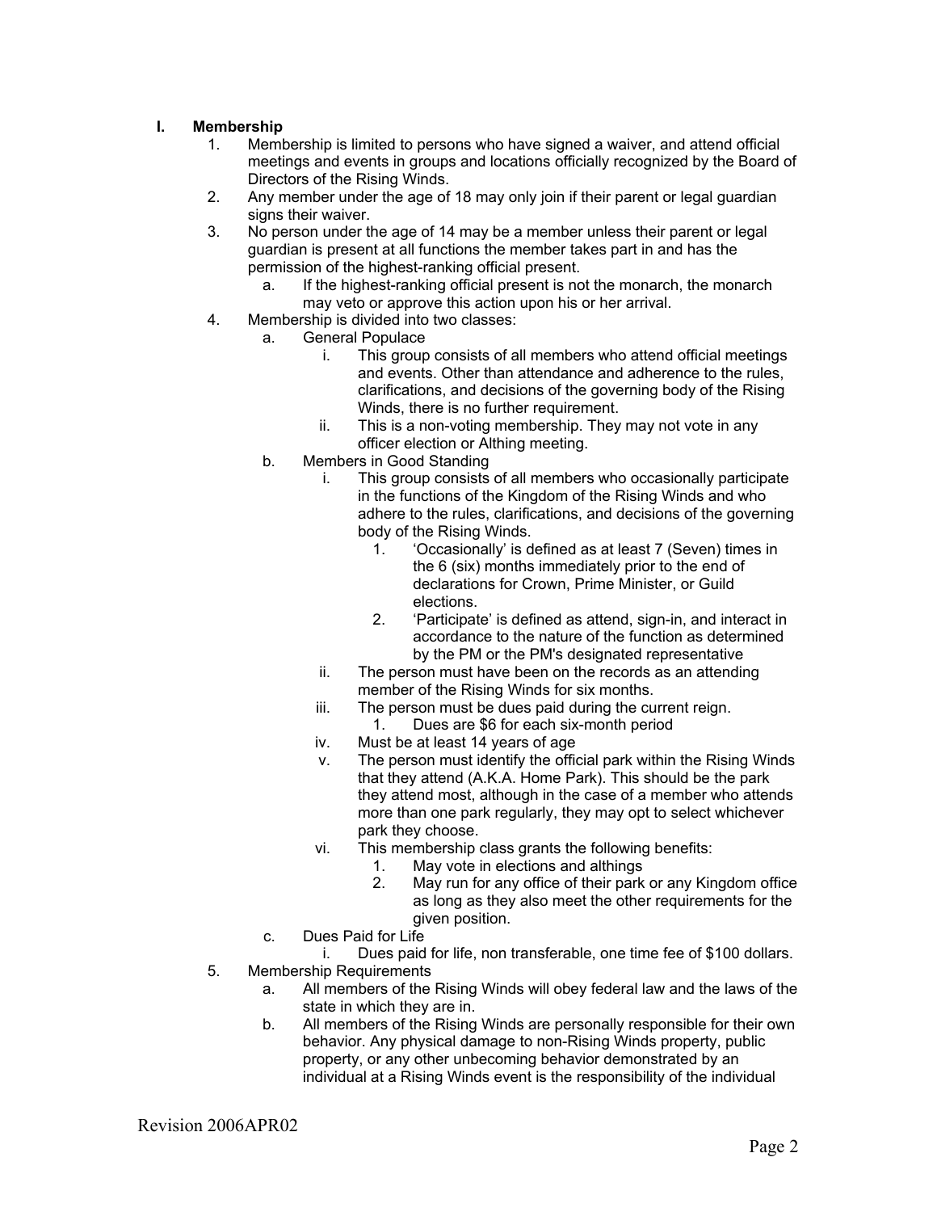## I. Membership

1. Membership is limited to persons who have signed a waiver, and attend official meetings and events in groups and locations officially recognized by the Board of Directors of the Rising Winds.
2. Any member under the age of 18 may only join if their parent or legal guardian signs their waiver.
3. No person under the age of 14 may be a member unless their parent or legal guardian is present at all functions the member takes part in and has the permission of the highest-ranking official present.
   a. If the highest-ranking official present is not the monarch, the monarch may veto or approve this action upon his or her arrival.
4. Membership is divided into two classes:
   a. General Populace
      i. This group consists of all members who attend official meetings and events. Other than attendance and adherence to the rules, clarifications, and decisions of the governing body of the Rising Winds, there is no further requirement.
      ii. This is a non-voting membership. They may not vote in any officer election or Althing meeting.
   b. Members in Good Standing
      i. This group consists of all members who occasionally participate in the functions of the Kingdom of the Rising Winds and who adhere to the rules, clarifications, and decisions of the governing body of the Rising Winds.
         1. 'Occasionally' is defined as at least 7 (Seven) times in the 6 (six) months immediately prior to the end of declarations for Crown, Prime Minister, or Guild elections.
         2. 'Participate' is defined as attend, sign-in, and interact in accordance to the nature of the function as determined by the PM or the PM's designated representative
      ii. The person must have been on the records as an attending member of the Rising Winds for six months.
      iii. The person must be dues paid during the current reign.
         1. Dues are $6 for each six-month period
      iv. Must be at least 14 years of age
      v. The person must identify the official park within the Rising Winds that they attend (A.K.A. Home Park). This should be the park they attend most, although in the case of a member who attends more than one park regularly, they may opt to select whichever park they choose.
      vi. This membership class grants the following benefits:
         1. May vote in elections and althings
         2. May run for any office of their park or any Kingdom office as long as they also meet the other requirements for the given position.
   c. Dues Paid for Life
      i. Dues paid for life, non transferable, one time fee of $100 dollars.
5. Membership Requirements
   a. All members of the Rising Winds will obey federal law and the laws of the state in which they are in.
   b. All members of the Rising Winds are personally responsible for their own behavior. Any physical damage to non-Rising Winds property, public property, or any other unbecoming behavior demonstrated by an individual at a Rising Winds event is the responsibility of the individual

Revision 2006APR02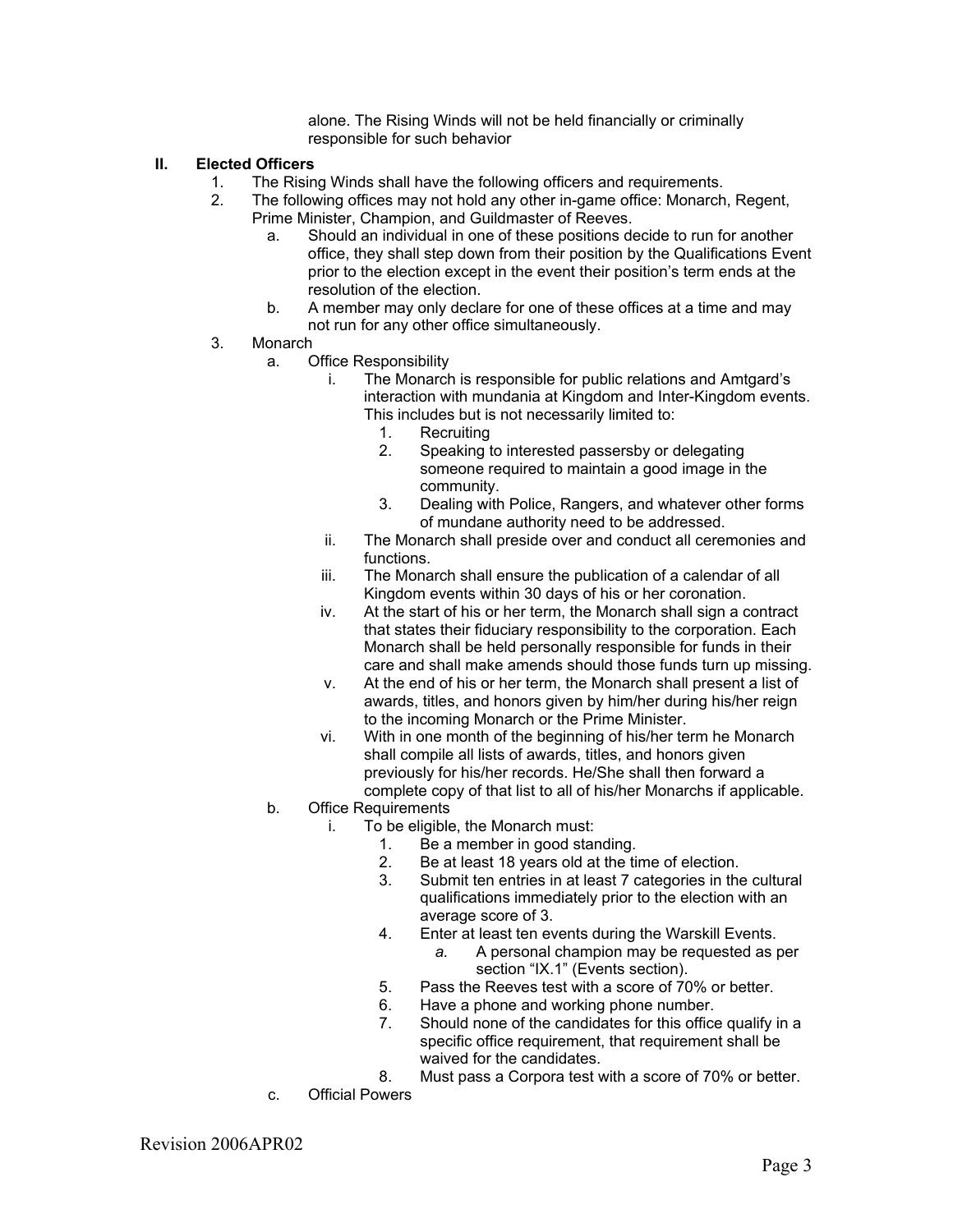alone. The Rising Winds will not be held financially or criminally responsible for such behavior

## II. Elected Officers

1. The Rising Winds shall have the following officers and requirements.
2. The following offices may not hold any other in-game office: Monarch, Regent, Prime Minister, Champion, and Guildmaster of Reeves.
   a. Should an individual in one of these positions decide to run for another office, they shall step down from their position by the Qualifications Event prior to the election except in the event their position's term ends at the resolution of the election.
   b. A member may only declare for one of these offices at a time and may not run for any other office simultaneously.
3. Monarch
   a. Office Responsibility
      i. The Monarch is responsible for public relations and Amtgard's interaction with mundania at Kingdom and Inter-Kingdom events. This includes but is not necessarily limited to:
         1. Recruiting
         2. Speaking to interested passersby or delegating someone required to maintain a good image in the community.
         3. Dealing with Police, Rangers, and whatever other forms of mundane authority need to be addressed.
      ii. The Monarch shall preside over and conduct all ceremonies and functions.
      iii. The Monarch shall ensure the publication of a calendar of all Kingdom events within 30 days of his or her coronation.
      iv. At the start of his or her term, the Monarch shall sign a contract that states their fiduciary responsibility to the corporation. Each Monarch shall be held personally responsible for funds in their care and shall make amends should those funds turn up missing.
      v. At the end of his or her term, the Monarch shall present a list of awards, titles, and honors given by him/her during his/her reign to the incoming Monarch or the Prime Minister.
      vi. With in one month of the beginning of his/her term he Monarch shall compile all lists of awards, titles, and honors given previously for his/her records. He/She shall then forward a complete copy of that list to all of his/her Monarchs if applicable.
   b. Office Requirements
      i. To be eligible, the Monarch must:
         1. Be a member in good standing.
         2. Be at least 18 years old at the time of election.
         3. Submit ten entries in at least 7 categories in the cultural qualifications immediately prior to the election with an average score of 3.
         4. Enter at least ten events during the Warskill Events.
            *a.* A personal champion may be requested as per section "IX.1" (Events section).
         5. Pass the Reeves test with a score of 70% or better.
         6. Have a phone and working phone number.
         7. Should none of the candidates for this office qualify in a specific office requirement, that requirement shall be waived for the candidates.
         8. Must pass a Corpora test with a score of 70% or better.
   c. Official Powers

Revision 2006APR02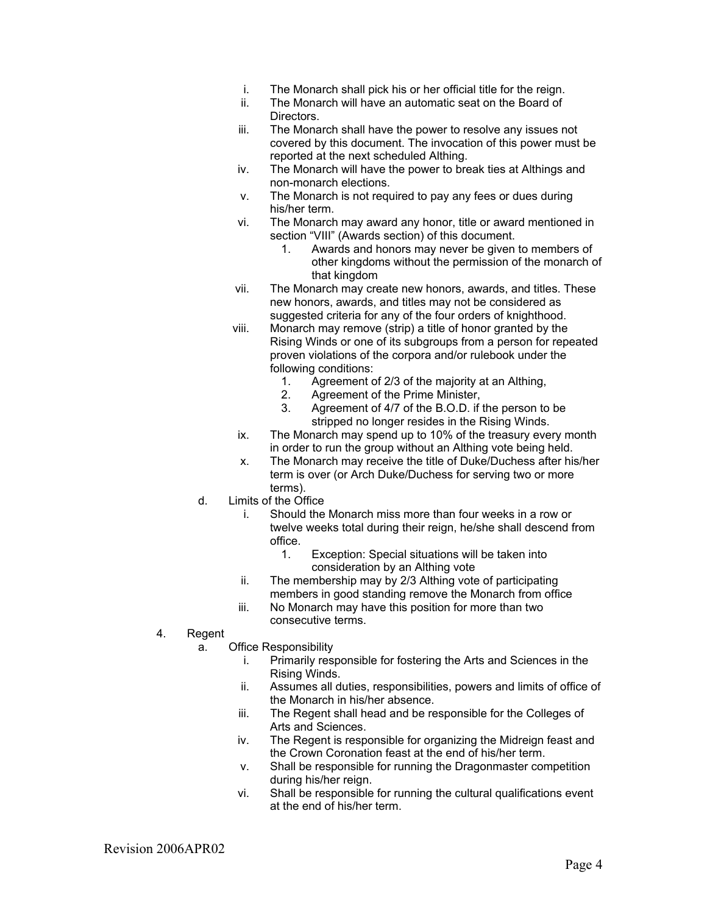i. The Monarch shall pick his or her official title for the reign.
   ii. The Monarch will have an automatic seat on the Board of Directors.
   iii. The Monarch shall have the power to resolve any issues not covered by this document. The invocation of this power must be reported at the next scheduled Althing.
   iv. The Monarch will have the power to break ties at Althings and non-monarch elections.
   v. The Monarch is not required to pay any fees or dues during his/her term.
   vi. The Monarch may award any honor, title or award mentioned in section "VIII" (Awards section) of this document.
      1. Awards and honors may never be given to members of other kingdoms without the permission of the monarch of that kingdom
   vii. The Monarch may create new honors, awards, and titles. These new honors, awards, and titles may not be considered as suggested criteria for any of the four orders of knighthood.
   viii. Monarch may remove (strip) a title of honor granted by the Rising Winds or one of its subgroups from a person for repeated proven violations of the corpora and/or rulebook under the following conditions:
      1. Agreement of 2/3 of the majority at an Althing,
      2. Agreement of the Prime Minister,
      3. Agreement of 4/7 of the B.O.D. if the person to be stripped no longer resides in the Rising Winds.
   ix. The Monarch may spend up to 10% of the treasury every month in order to run the group without an Althing vote being held.
   x. The Monarch may receive the title of Duke/Duchess after his/her term is over (or Arch Duke/Duchess for serving two or more terms).

d. Limits of the Office
   i. Should the Monarch miss more than four weeks in a row or twelve weeks total during their reign, he/she shall descend from office.
      1. Exception: Special situations will be taken into consideration by an Althing vote
   ii. The membership may by 2/3 Althing vote of participating members in good standing remove the Monarch from office
   iii. No Monarch may have this position for more than two consecutive terms.

4. Regent
   a. Office Responsibility
      i. Primarily responsible for fostering the Arts and Sciences in the Rising Winds.
      ii. Assumes all duties, responsibilities, powers and limits of office of the Monarch in his/her absence.
      iii. The Regent shall head and be responsible for the Colleges of Arts and Sciences.
      iv. The Regent is responsible for organizing the Midreign feast and the Crown Coronation feast at the end of his/her term.
      v. Shall be responsible for running the Dragonmaster competition during his/her reign.
      vi. Shall be responsible for running the cultural qualifications event at the end of his/her term.

Revision 2006APR02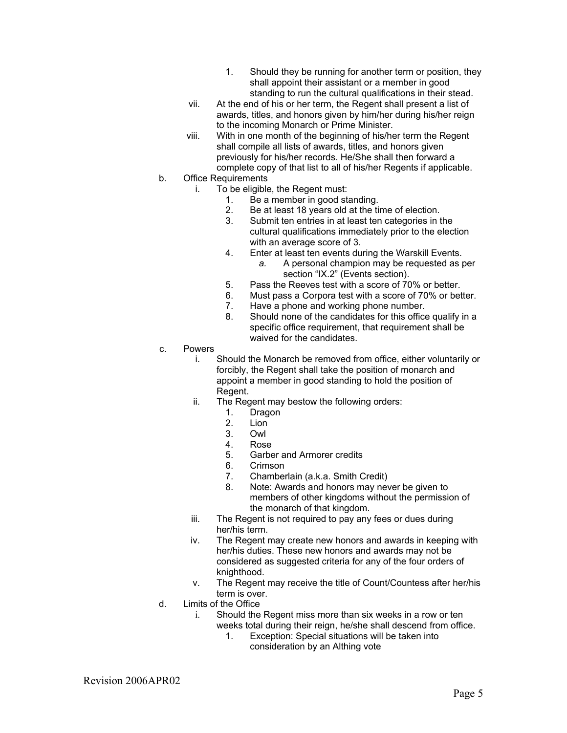1. Should they be running for another term or position, they shall appoint their assistant or a member in good standing to run the cultural qualifications in their stead.

    vii. At the end of his or her term, the Regent shall present a list of awards, titles, and honors given by him/her during his/her reign to the incoming Monarch or Prime Minister.

    viii. With in one month of the beginning of his/her term the Regent shall compile all lists of awards, titles, and honors given previously for his/her records. He/She shall then forward a complete copy of that list to all of his/her Regents if applicable.

b. Office Requirements

    i. To be eligible, the Regent must:

        1. Be a member in good standing.
        2. Be at least 18 years old at the time of election.
        3. Submit ten entries in at least ten categories in the cultural qualifications immediately prior to the election with an average score of 3.
        4. Enter at least ten events during the Warskill Events.
            *a.* A personal champion may be requested as per section "IX.2" (Events section).
        5. Pass the Reeves test with a score of 70% or better.
        6. Must pass a Corpora test with a score of 70% or better.
        7. Have a phone and working phone number.
        8. Should none of the candidates for this office qualify in a specific office requirement, that requirement shall be waived for the candidates.

c. Powers

    i. Should the Monarch be removed from office, either voluntarily or forcibly, the Regent shall take the position of monarch and appoint a member in good standing to hold the position of Regent.

    ii. The Regent may bestow the following orders:

        1. Dragon
        2. Lion
        3. Owl
        4. Rose
        5. Garber and Armorer credits
        6. Crimson
        7. Chamberlain (a.k.a. Smith Credit)
        8. Note: Awards and honors may never be given to members of other kingdoms without the permission of the monarch of that kingdom.

    iii. The Regent is not required to pay any fees or dues during her/his term.

    iv. The Regent may create new honors and awards in keeping with her/his duties. These new honors and awards may not be considered as suggested criteria for any of the four orders of knighthood.

    v. The Regent may receive the title of Count/Countess after her/his term is over.

d. Limits of the Office

    i. Should the Regent miss more than six weeks in a row or ten weeks total during their reign, he/she shall descend from office.

        1. Exception: Special situations will be taken into consideration by an Althing vote

Revision 2006APR02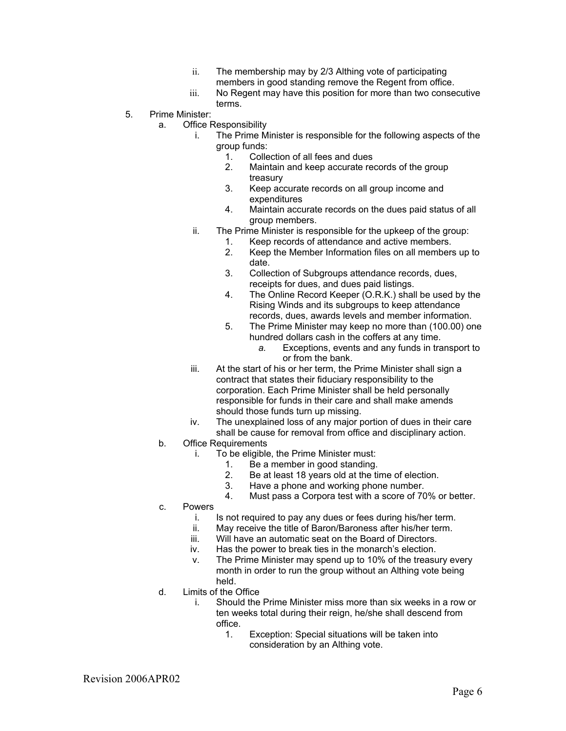- ii. The membership may by 2/3 Althing vote of participating members in good standing remove the Regent from office.
- iii. No Regent may have this position for more than two consecutive terms.

5. Prime Minister:
   - a. Office Responsibility
     - i. The Prime Minister is responsible for the following aspects of the group funds:
       1. Collection of all fees and dues
       2. Maintain and keep accurate records of the group treasury
       3. Keep accurate records on all group income and expenditures
       4. Maintain accurate records on the dues paid status of all group members.
     - ii. The Prime Minister is responsible for the upkeep of the group:
       1. Keep records of attendance and active members.
       2. Keep the Member Information files on all members up to date.
       3. Collection of Subgroups attendance records, dues, receipts for dues, and dues paid listings.
       4. The Online Record Keeper (O.R.K.) shall be used by the Rising Winds and its subgroups to keep attendance records, dues, awards levels and member information.
       5. The Prime Minister may keep no more than (100.00) one hundred dollars cash in the coffers at any time.
          - *a.* Exceptions, events and any funds in transport to or from the bank.
     - iii. At the start of his or her term, the Prime Minister shall sign a contract that states their fiduciary responsibility to the corporation. Each Prime Minister shall be held personally responsible for funds in their care and shall make amends should those funds turn up missing.
     - iv. The unexplained loss of any major portion of dues in their care shall be cause for removal from office and disciplinary action.
   - b. Office Requirements
     - i. To be eligible, the Prime Minister must:
       1. Be a member in good standing.
       2. Be at least 18 years old at the time of election.
       3. Have a phone and working phone number.
       4. Must pass a Corpora test with a score of 70% or better.
   - c. Powers
     - i. Is not required to pay any dues or fees during his/her term.
     - ii. May receive the title of Baron/Baroness after his/her term.
     - iii. Will have an automatic seat on the Board of Directors.
     - iv. Has the power to break ties in the monarch's election.
     - v. The Prime Minister may spend up to 10% of the treasury every month in order to run the group without an Althing vote being held.
   - d. Limits of the Office
     - i. Should the Prime Minister miss more than six weeks in a row or ten weeks total during their reign, he/she shall descend from office.
       1. Exception: Special situations will be taken into consideration by an Althing vote.

Revision 2006APR02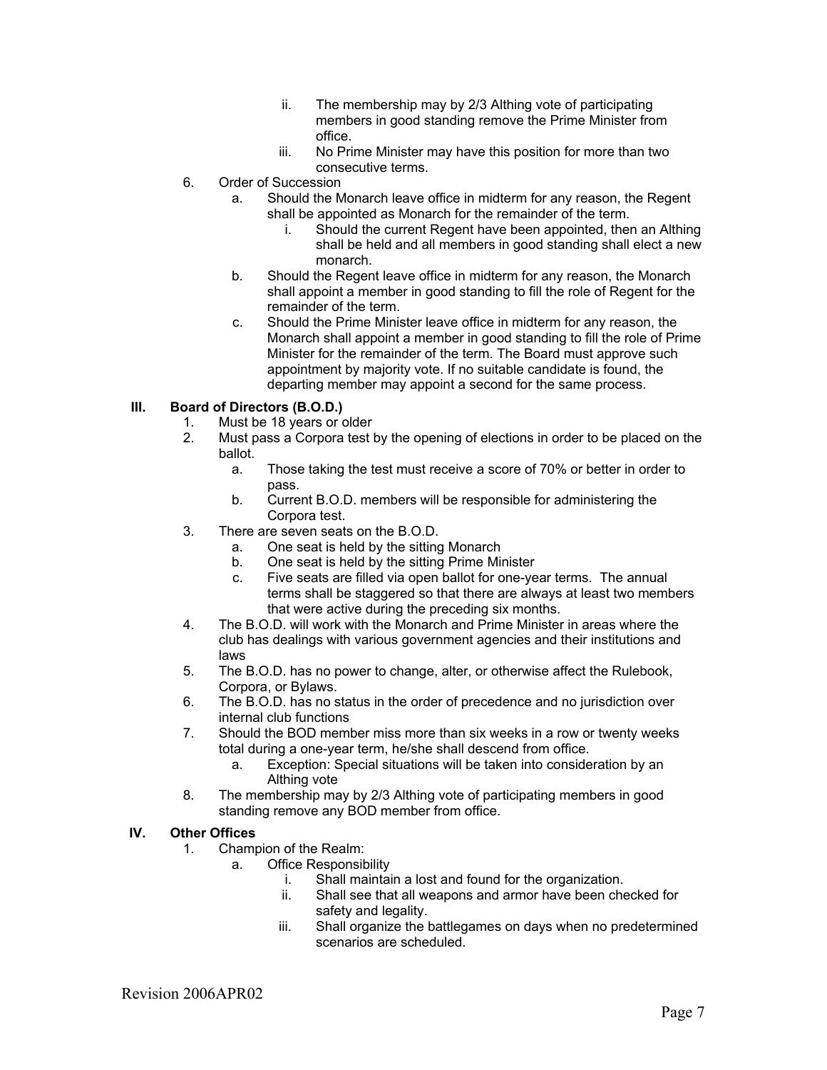- ii. The membership may by 2/3 Althing vote of participating members in good standing remove the Prime Minister from office.
   - iii. No Prime Minister may have this position for more than two consecutive terms.

6. Order of Succession
   - a. Should the Monarch leave office in midterm for any reason, the Regent shall be appointed as Monarch for the remainder of the term.
     - i. Should the current Regent have been appointed, then an Althing shall be held and all members in good standing shall elect a new monarch.
   - b. Should the Regent leave office in midterm for any reason, the Monarch shall appoint a member in good standing to fill the role of Regent for the remainder of the term.
   - c. Should the Prime Minister leave office in midterm for any reason, the Monarch shall appoint a member in good standing to fill the role of Prime Minister for the remainder of the term. The Board must approve such appointment by majority vote. If no suitable candidate is found, the departing member may appoint a second for the same process.

## III. Board of Directors (B.O.D.)

1. Must be 18 years or older
2. Must pass a Corpora test by the opening of elections in order to be placed on the ballot.
   - a. Those taking the test must receive a score of 70% or better in order to pass.
   - b. Current B.O.D. members will be responsible for administering the Corpora test.
3. There are seven seats on the B.O.D.
   - a. One seat is held by the sitting Monarch
   - b. One seat is held by the sitting Prime Minister
   - c. Five seats are filled via open ballot for one-year terms. The annual terms shall be staggered so that there are always at least two members that were active during the preceding six months.
4. The B.O.D. will work with the Monarch and Prime Minister in areas where the club has dealings with various government agencies and their institutions and laws
5. The B.O.D. has no power to change, alter, or otherwise affect the Rulebook, Corpora, or Bylaws.
6. The B.O.D. has no status in the order of precedence and no jurisdiction over internal club functions
7. Should the BOD member miss more than six weeks in a row or twenty weeks total during a one-year term, he/she shall descend from office.
   - a. Exception: Special situations will be taken into consideration by an Althing vote
8. The membership may by 2/3 Althing vote of participating members in good standing remove any BOD member from office.

## IV. Other Offices

1. Champion of the Realm:
   - a. Office Responsibility
     - i. Shall maintain a lost and found for the organization.
     - ii. Shall see that all weapons and armor have been checked for safety and legality.
     - iii. Shall organize the battlegames on days when no predetermined scenarios are scheduled.

Revision 2006APR02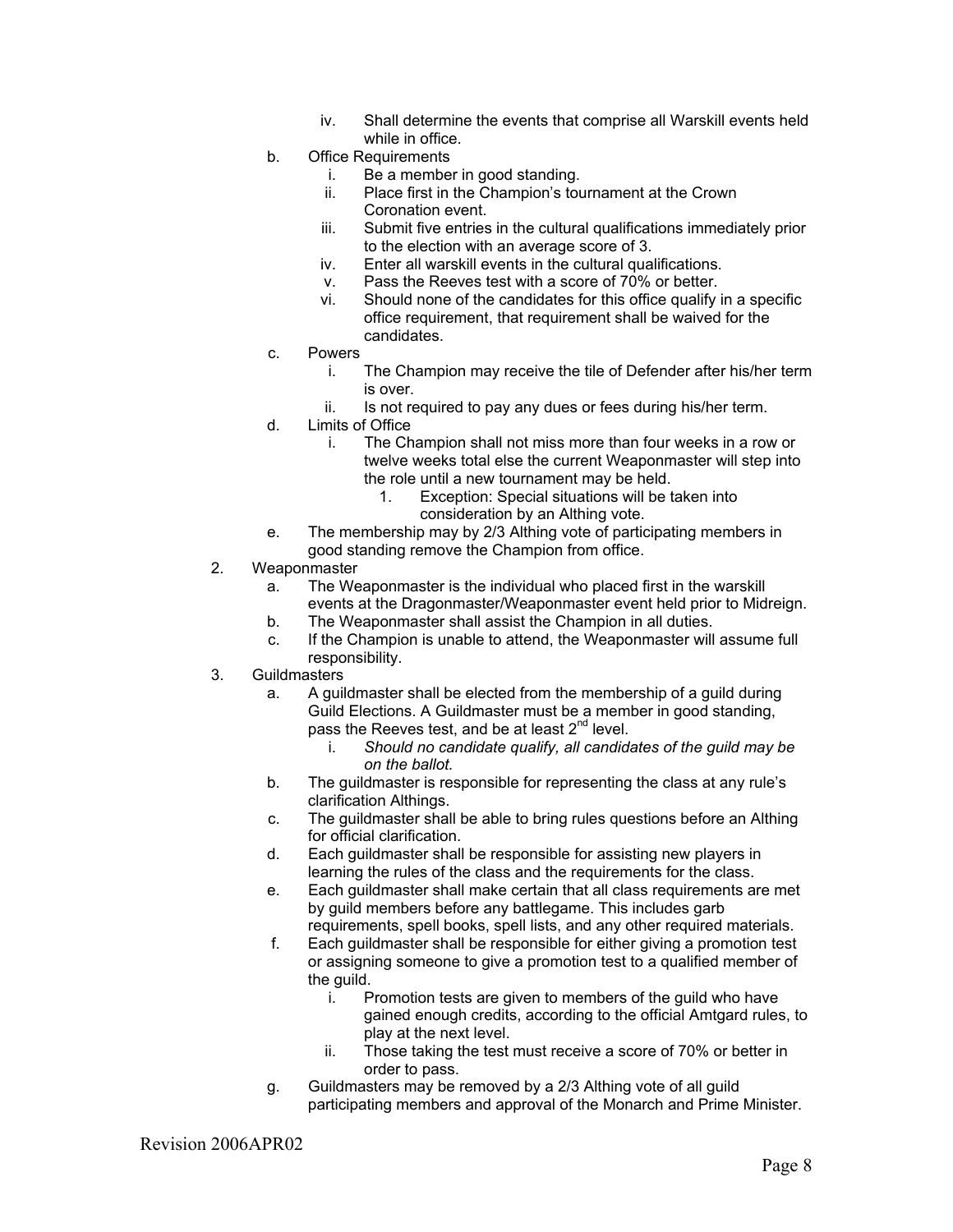iv. Shall determine the events that comprise all Warskill events held while in office.

b. Office Requirements
  i. Be a member in good standing.
  ii. Place first in the Champion's tournament at the Crown Coronation event.
  iii. Submit five entries in the cultural qualifications immediately prior to the election with an average score of 3.
  iv. Enter all warskill events in the cultural qualifications.
  v. Pass the Reeves test with a score of 70% or better.
  vi. Should none of the candidates for this office qualify in a specific office requirement, that requirement shall be waived for the candidates.

c. Powers
  i. The Champion may receive the tile of Defender after his/her term is over.
  ii. Is not required to pay any dues or fees during his/her term.

d. Limits of Office
  i. The Champion shall not miss more than four weeks in a row or twelve weeks total else the current Weaponmaster will step into the role until a new tournament may be held.
    1. Exception: Special situations will be taken into consideration by an Althing vote.

e. The membership may by 2/3 Althing vote of participating members in good standing remove the Champion from office.

2. Weaponmaster
  a. The Weaponmaster is the individual who placed first in the warskill events at the Dragonmaster/Weaponmaster event held prior to Midreign.
  b. The Weaponmaster shall assist the Champion in all duties.
  c. If the Champion is unable to attend, the Weaponmaster will assume full responsibility.

3. Guildmasters
  a. A guildmaster shall be elected from the membership of a guild during Guild Elections. A Guildmaster must be a member in good standing, pass the Reeves test, and be at least 2nd level.
    i. *Should no candidate qualify, all candidates of the guild may be on the ballot.*
  b. The guildmaster is responsible for representing the class at any rule's clarification Althings.
  c. The guildmaster shall be able to bring rules questions before an Althing for official clarification.
  d. Each guildmaster shall be responsible for assisting new players in learning the rules of the class and the requirements for the class.
  e. Each guildmaster shall make certain that all class requirements are met by guild members before any battlegame. This includes garb requirements, spell books, spell lists, and any other required materials.
  f. Each guildmaster shall be responsible for either giving a promotion test or assigning someone to give a promotion test to a qualified member of the guild.
    i. Promotion tests are given to members of the guild who have gained enough credits, according to the official Amtgard rules, to play at the next level.
    ii. Those taking the test must receive a score of 70% or better in order to pass.
  g. Guildmasters may be removed by a 2/3 Althing vote of all guild participating members and approval of the Monarch and Prime Minister.

Revision 2006APR02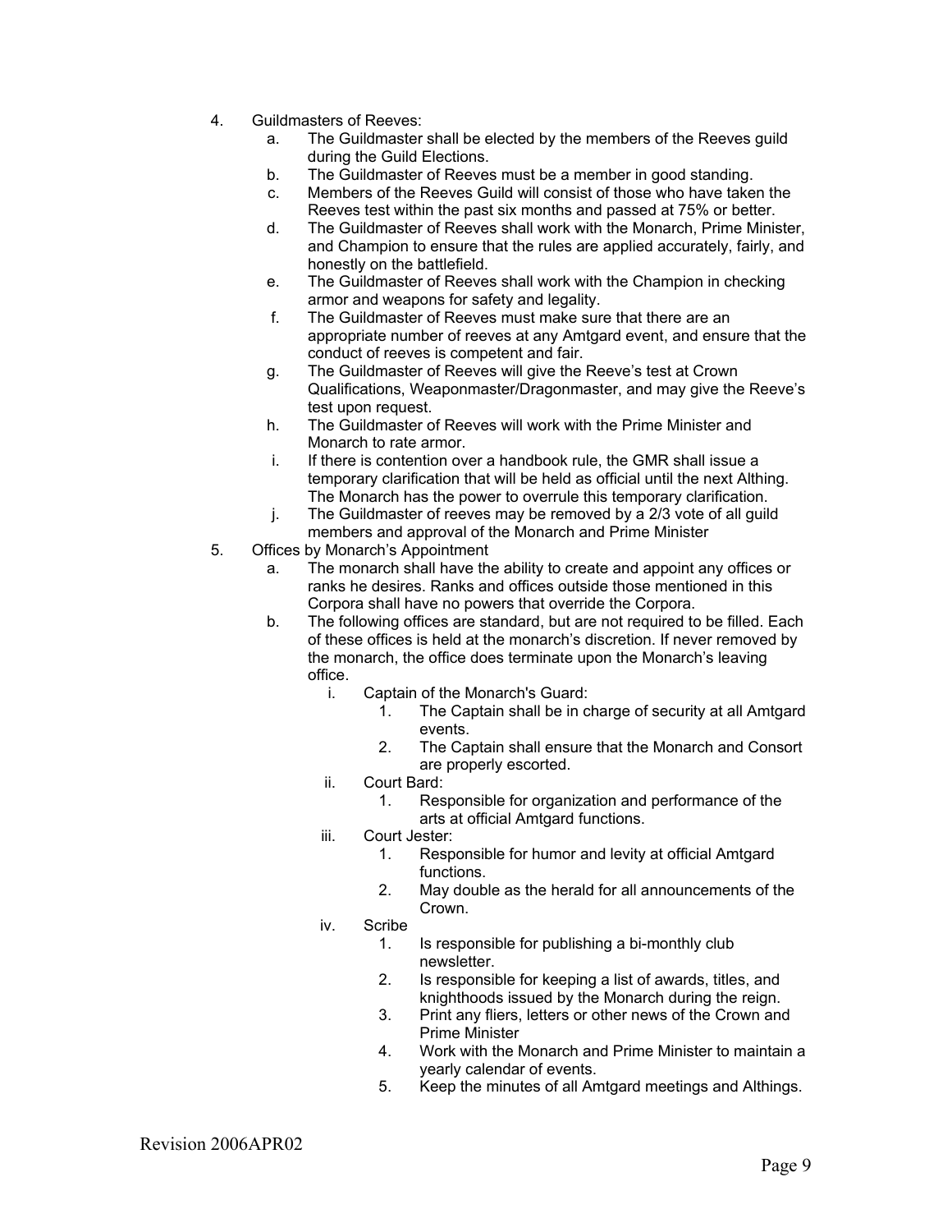4. Guildmasters of Reeves:
    a. The Guildmaster shall be elected by the members of the Reeves guild during the Guild Elections.
    b. The Guildmaster of Reeves must be a member in good standing.
    c. Members of the Reeves Guild will consist of those who have taken the Reeves test within the past six months and passed at 75% or better.
    d. The Guildmaster of Reeves shall work with the Monarch, Prime Minister, and Champion to ensure that the rules are applied accurately, fairly, and honestly on the battlefield.
    e. The Guildmaster of Reeves shall work with the Champion in checking armor and weapons for safety and legality.
    f. The Guildmaster of Reeves must make sure that there are an appropriate number of reeves at any Amtgard event, and ensure that the conduct of reeves is competent and fair.
    g. The Guildmaster of Reeves will give the Reeve's test at Crown Qualifications, Weaponmaster/Dragonmaster, and may give the Reeve's test upon request.
    h. The Guildmaster of Reeves will work with the Prime Minister and Monarch to rate armor.
    i. If there is contention over a handbook rule, the GMR shall issue a temporary clarification that will be held as official until the next Althing. The Monarch has the power to overrule this temporary clarification.
    j. The Guildmaster of reeves may be removed by a 2/3 vote of all guild members and approval of the Monarch and Prime Minister
5. Offices by Monarch's Appointment
    a. The monarch shall have the ability to create and appoint any offices or ranks he desires. Ranks and offices outside those mentioned in this Corpora shall have no powers that override the Corpora.
    b. The following offices are standard, but are not required to be filled. Each of these offices is held at the monarch's discretion. If never removed by the monarch, the office does terminate upon the Monarch's leaving office.
        i. Captain of the Monarch's Guard:
            1. The Captain shall be in charge of security at all Amtgard events.
            2. The Captain shall ensure that the Monarch and Consort are properly escorted.
        ii. Court Bard:
            1. Responsible for organization and performance of the arts at official Amtgard functions.
        iii. Court Jester:
            1. Responsible for humor and levity at official Amtgard functions.
            2. May double as the herald for all announcements of the Crown.
        iv. Scribe
            1. Is responsible for publishing a bi-monthly club newsletter.
            2. Is responsible for keeping a list of awards, titles, and knighthoods issued by the Monarch during the reign.
            3. Print any fliers, letters or other news of the Crown and Prime Minister
            4. Work with the Monarch and Prime Minister to maintain a yearly calendar of events.
            5. Keep the minutes of all Amtgard meetings and Althings.

Revision 2006APR02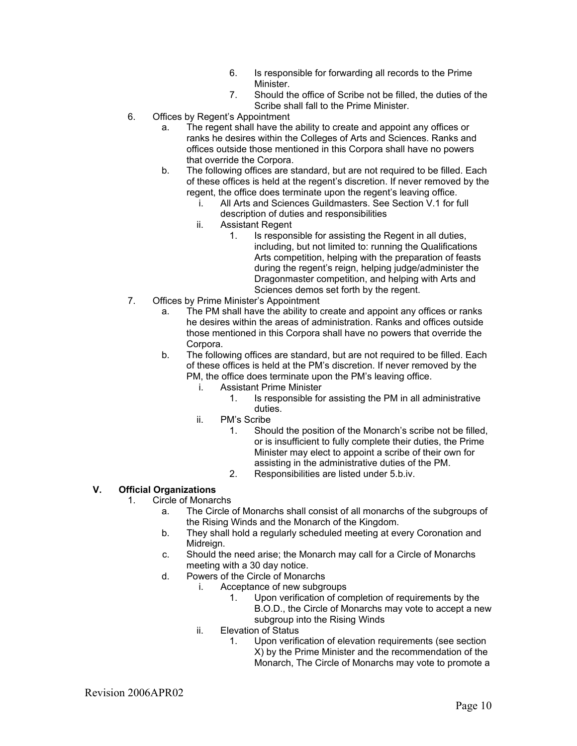6. Is responsible for forwarding all records to the Prime Minister.
7. Should the office of Scribe not be filled, the duties of the Scribe shall fall to the Prime Minister.

6. Offices by Regent's Appointment
   a. The regent shall have the ability to create and appoint any offices or ranks he desires within the Colleges of Arts and Sciences. Ranks and offices outside those mentioned in this Corpora shall have no powers that override the Corpora.
   b. The following offices are standard, but are not required to be filled. Each of these offices is held at the regent's discretion. If never removed by the regent, the office does terminate upon the regent's leaving office.
      i. All Arts and Sciences Guildmasters. See Section V.1 for full description of duties and responsibilities
      ii. Assistant Regent
         1. Is responsible for assisting the Regent in all duties, including, but not limited to: running the Qualifications Arts competition, helping with the preparation of feasts during the regent's reign, helping judge/administer the Dragonmaster competition, and helping with Arts and Sciences demos set forth by the regent.
7. Offices by Prime Minister's Appointment
   a. The PM shall have the ability to create and appoint any offices or ranks he desires within the areas of administration. Ranks and offices outside those mentioned in this Corpora shall have no powers that override the Corpora.
   b. The following offices are standard, but are not required to be filled. Each of these offices is held at the PM's discretion. If never removed by the PM, the office does terminate upon the PM's leaving office.
      i. Assistant Prime Minister
         1. Is responsible for assisting the PM in all administrative duties.
      ii. PM's Scribe
         1. Should the position of the Monarch's scribe not be filled, or is insufficient to fully complete their duties, the Prime Minister may elect to appoint a scribe of their own for assisting in the administrative duties of the PM.
         2. Responsibilities are listed under 5.b.iv.

## V. Official Organizations

1. Circle of Monarchs
   a. The Circle of Monarchs shall consist of all monarchs of the subgroups of the Rising Winds and the Monarch of the Kingdom.
   b. They shall hold a regularly scheduled meeting at every Coronation and Midreign.
   c. Should the need arise; the Monarch may call for a Circle of Monarchs meeting with a 30 day notice.
   d. Powers of the Circle of Monarchs
      i. Acceptance of new subgroups
         1. Upon verification of completion of requirements by the B.O.D., the Circle of Monarchs may vote to accept a new subgroup into the Rising Winds
      ii. Elevation of Status
         1. Upon verification of elevation requirements (see section X) by the Prime Minister and the recommendation of the Monarch, The Circle of Monarchs may vote to promote a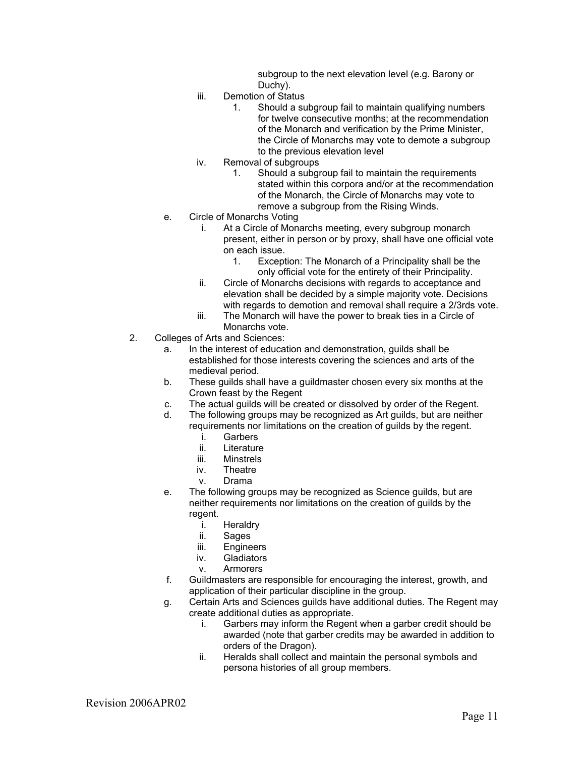subgroup to the next elevation level (e.g. Barony or Duchy).

iii. Demotion of Status
   1. Should a subgroup fail to maintain qualifying numbers for twelve consecutive months; at the recommendation of the Monarch and verification by the Prime Minister, the Circle of Monarchs may vote to demote a subgroup to the previous elevation level

iv. Removal of subgroups
   1. Should a subgroup fail to maintain the requirements stated within this corpora and/or at the recommendation of the Monarch, the Circle of Monarchs may vote to remove a subgroup from the Rising Winds.

e. Circle of Monarchs Voting
   i. At a Circle of Monarchs meeting, every subgroup monarch present, either in person or by proxy, shall have one official vote on each issue.
      1. Exception: The Monarch of a Principality shall be the only official vote for the entirety of their Principality.
   ii. Circle of Monarchs decisions with regards to acceptance and elevation shall be decided by a simple majority vote. Decisions with regards to demotion and removal shall require a 2/3rds vote.
   iii. The Monarch will have the power to break ties in a Circle of Monarchs vote.

2. Colleges of Arts and Sciences:
   a. In the interest of education and demonstration, guilds shall be established for those interests covering the sciences and arts of the medieval period.
   b. These guilds shall have a guildmaster chosen every six months at the Crown feast by the Regent
   c. The actual guilds will be created or dissolved by order of the Regent.
   d. The following groups may be recognized as Art guilds, but are neither requirements nor limitations on the creation of guilds by the regent.
      i. Garbers
      ii. Literature
      iii. Minstrels
      iv. Theatre
      v. Drama
   e. The following groups may be recognized as Science guilds, but are neither requirements nor limitations on the creation of guilds by the regent.
      i. Heraldry
      ii. Sages
      iii. Engineers
      iv. Gladiators
      v. Armorers
   f. Guildmasters are responsible for encouraging the interest, growth, and application of their particular discipline in the group.
   g. Certain Arts and Sciences guilds have additional duties. The Regent may create additional duties as appropriate.
      i. Garbers may inform the Regent when a garber credit should be awarded (note that garber credits may be awarded in addition to orders of the Dragon).
      ii. Heralds shall collect and maintain the personal symbols and persona histories of all group members.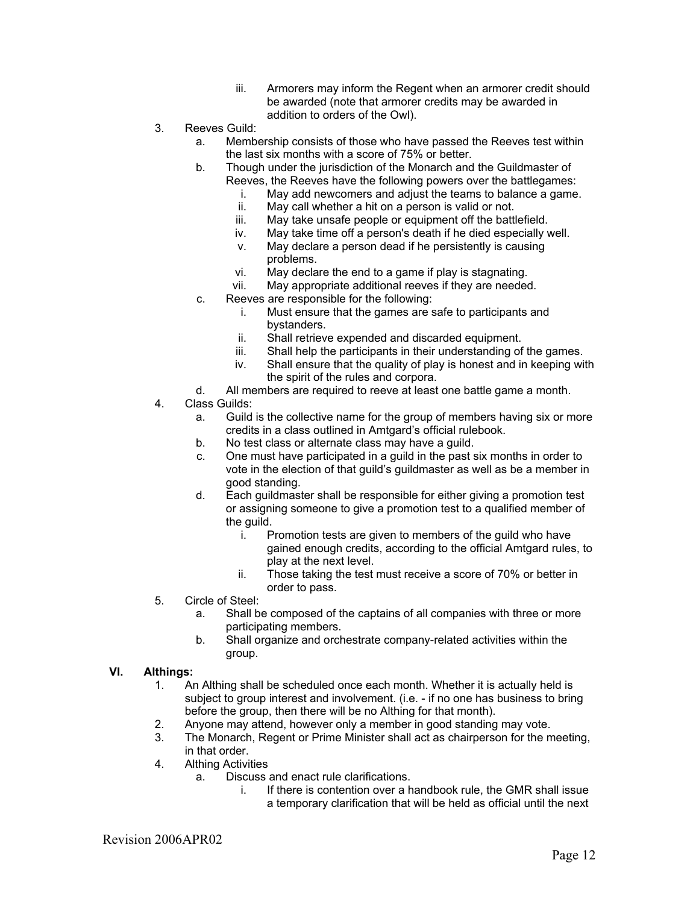iii. Armorers may inform the Regent when an armorer credit should be awarded (note that armorer credits may be awarded in addition to orders of the Owl).

3. Reeves Guild:
   a. Membership consists of those who have passed the Reeves test within the last six months with a score of 75% or better.
   b. Though under the jurisdiction of the Monarch and the Guildmaster of Reeves, the Reeves have the following powers over the battlegames:
      i. May add newcomers and adjust the teams to balance a game.
      ii. May call whether a hit on a person is valid or not.
      iii. May take unsafe people or equipment off the battlefield.
      iv. May take time off a person's death if he died especially well.
      v. May declare a person dead if he persistently is causing problems.
      vi. May declare the end to a game if play is stagnating.
      vii. May appropriate additional reeves if they are needed.
   c. Reeves are responsible for the following:
      i. Must ensure that the games are safe to participants and bystanders.
      ii. Shall retrieve expended and discarded equipment.
      iii. Shall help the participants in their understanding of the games.
      iv. Shall ensure that the quality of play is honest and in keeping with the spirit of the rules and corpora.
   d. All members are required to reeve at least one battle game a month.

4. Class Guilds:
   a. Guild is the collective name for the group of members having six or more credits in a class outlined in Amtgard's official rulebook.
   b. No test class or alternate class may have a guild.
   c. One must have participated in a guild in the past six months in order to vote in the election of that guild's guildmaster as well as be a member in good standing.
   d. Each guildmaster shall be responsible for either giving a promotion test or assigning someone to give a promotion test to a qualified member of the guild.
      i. Promotion tests are given to members of the guild who have gained enough credits, according to the official Amtgard rules, to play at the next level.
      ii. Those taking the test must receive a score of 70% or better in order to pass.

5. Circle of Steel:
   a. Shall be composed of the captains of all companies with three or more participating members.
   b. Shall organize and orchestrate company-related activities within the group.

## VI. Althings:

1. An Althing shall be scheduled once each month. Whether it is actually held is subject to group interest and involvement. (i.e. - if no one has business to bring before the group, then there will be no Althing for that month).
2. Anyone may attend, however only a member in good standing may vote.
3. The Monarch, Regent or Prime Minister shall act as chairperson for the meeting, in that order.
4. Althing Activities
   a. Discuss and enact rule clarifications.
      i. If there is contention over a handbook rule, the GMR shall issue a temporary clarification that will be held as official until the next

Revision 2006APR02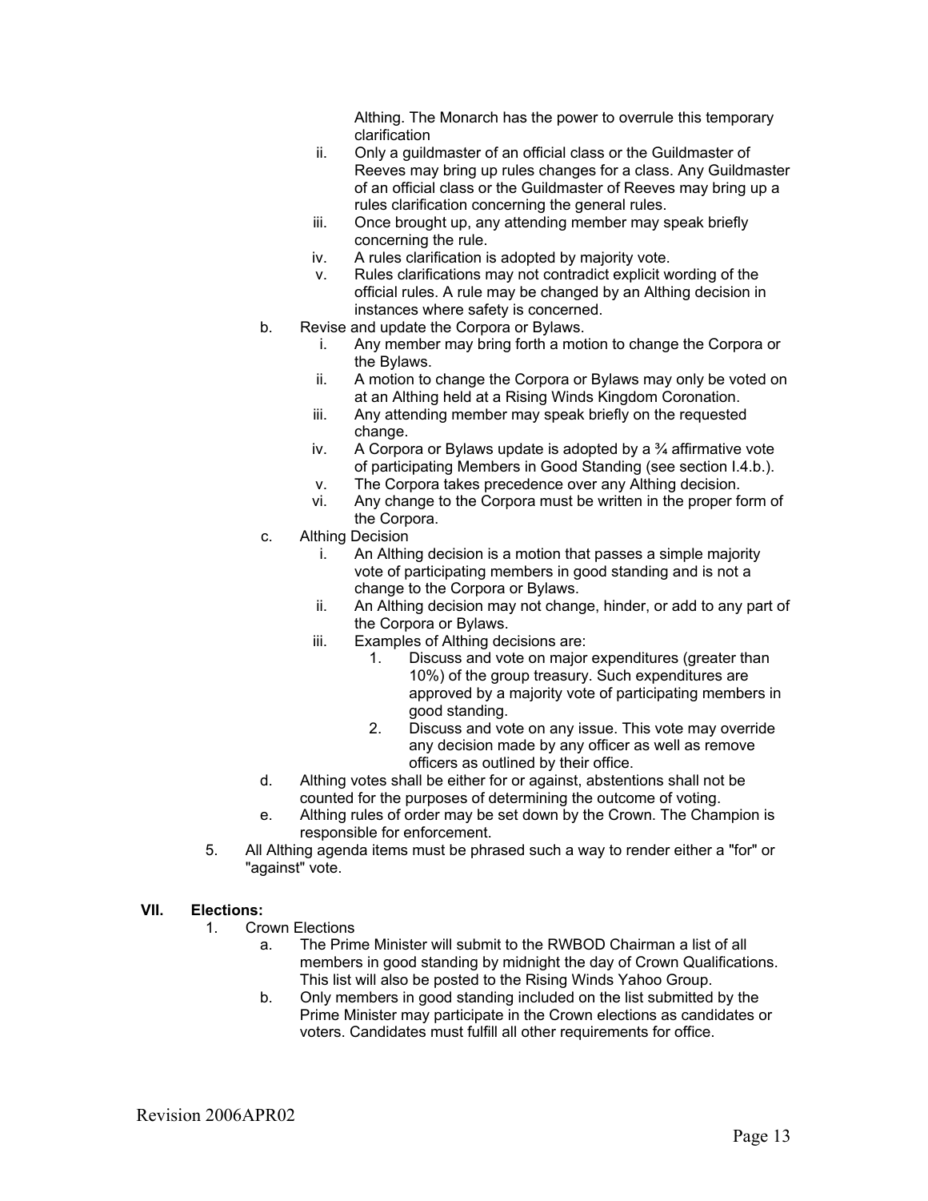Althing. The Monarch has the power to overrule this temporary clarification

   ii. Only a guildmaster of an official class or the Guildmaster of Reeves may bring up rules changes for a class. Any Guildmaster of an official class or the Guildmaster of Reeves may bring up a rules clarification concerning the general rules.
   iii. Once brought up, any attending member may speak briefly concerning the rule.
   iv. A rules clarification is adopted by majority vote.
   v. Rules clarifications may not contradict explicit wording of the official rules. A rule may be changed by an Althing decision in instances where safety is concerned.

b. Revise and update the Corpora or Bylaws.
   i. Any member may bring forth a motion to change the Corpora or the Bylaws.
   ii. A motion to change the Corpora or Bylaws may only be voted on at an Althing held at a Rising Winds Kingdom Coronation.
   iii. Any attending member may speak briefly on the requested change.
   iv. A Corpora or Bylaws update is adopted by a ¾ affirmative vote of participating Members in Good Standing (see section I.4.b.).
   v. The Corpora takes precedence over any Althing decision.
   vi. Any change to the Corpora must be written in the proper form of the Corpora.

c. Althing Decision
   i. An Althing decision is a motion that passes a simple majority vote of participating members in good standing and is not a change to the Corpora or Bylaws.
   ii. An Althing decision may not change, hinder, or add to any part of the Corpora or Bylaws.
   iii. Examples of Althing decisions are:
      1. Discuss and vote on major expenditures (greater than 10%) of the group treasury. Such expenditures are approved by a majority vote of participating members in good standing.
      2. Discuss and vote on any issue. This vote may override any decision made by any officer as well as remove officers as outlined by their office.

d. Althing votes shall be either for or against, abstentions shall not be counted for the purposes of determining the outcome of voting.

e. Althing rules of order may be set down by the Crown. The Champion is responsible for enforcement.

5. All Althing agenda items must be phrased such a way to render either a "for" or "against" vote.

## VII. Elections:

1. Crown Elections
   a. The Prime Minister will submit to the RWBOD Chairman a list of all members in good standing by midnight the day of Crown Qualifications. This list will also be posted to the Rising Winds Yahoo Group.
   b. Only members in good standing included on the list submitted by the Prime Minister may participate in the Crown elections as candidates or voters. Candidates must fulfill all other requirements for office.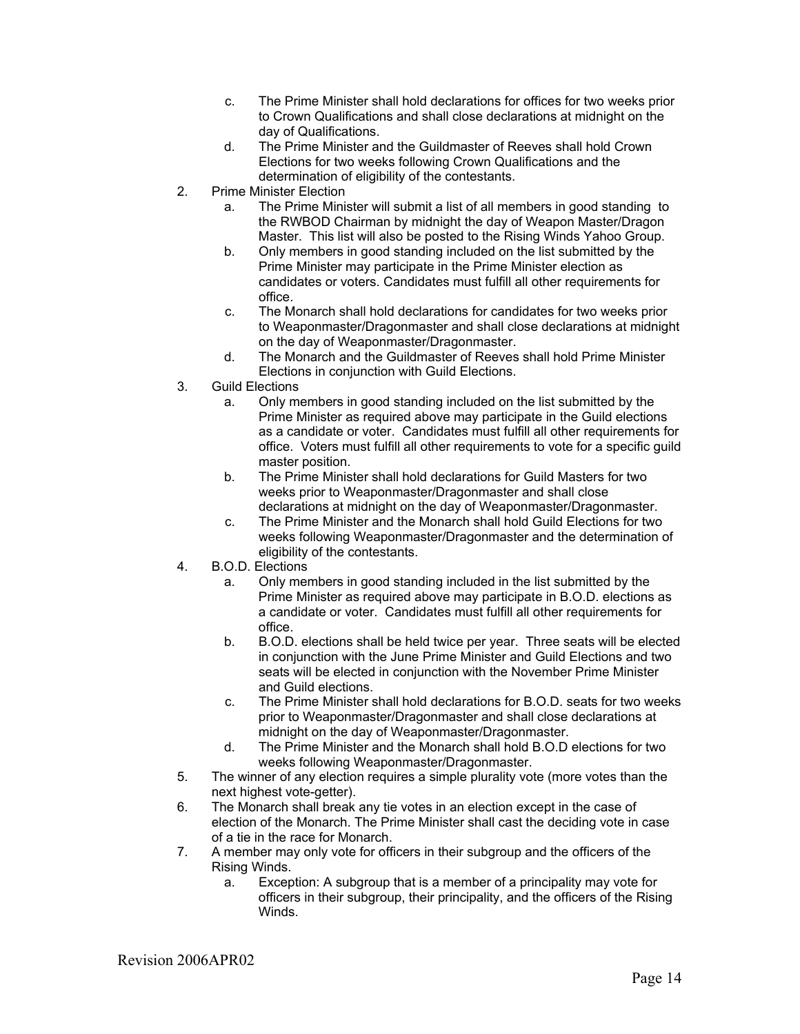c. The Prime Minister shall hold declarations for offices for two weeks prior to Crown Qualifications and shall close declarations at midnight on the day of Qualifications.
   d. The Prime Minister and the Guildmaster of Reeves shall hold Crown Elections for two weeks following Crown Qualifications and the determination of eligibility of the contestants.

2. Prime Minister Election
   a. The Prime Minister will submit a list of all members in good standing to the RWBOD Chairman by midnight the day of Weapon Master/Dragon Master. This list will also be posted to the Rising Winds Yahoo Group.
   b. Only members in good standing included on the list submitted by the Prime Minister may participate in the Prime Minister election as candidates or voters. Candidates must fulfill all other requirements for office.
   c. The Monarch shall hold declarations for candidates for two weeks prior to Weaponmaster/Dragonmaster and shall close declarations at midnight on the day of Weaponmaster/Dragonmaster.
   d. The Monarch and the Guildmaster of Reeves shall hold Prime Minister Elections in conjunction with Guild Elections.
3. Guild Elections
   a. Only members in good standing included on the list submitted by the Prime Minister as required above may participate in the Guild elections as a candidate or voter. Candidates must fulfill all other requirements for office. Voters must fulfill all other requirements to vote for a specific guild master position.
   b. The Prime Minister shall hold declarations for Guild Masters for two weeks prior to Weaponmaster/Dragonmaster and shall close declarations at midnight on the day of Weaponmaster/Dragonmaster.
   c. The Prime Minister and the Monarch shall hold Guild Elections for two weeks following Weaponmaster/Dragonmaster and the determination of eligibility of the contestants.
4. B.O.D. Elections
   a. Only members in good standing included in the list submitted by the Prime Minister as required above may participate in B.O.D. elections as a candidate or voter. Candidates must fulfill all other requirements for office.
   b. B.O.D. elections shall be held twice per year. Three seats will be elected in conjunction with the June Prime Minister and Guild Elections and two seats will be elected in conjunction with the November Prime Minister and Guild elections.
   c. The Prime Minister shall hold declarations for B.O.D. seats for two weeks prior to Weaponmaster/Dragonmaster and shall close declarations at midnight on the day of Weaponmaster/Dragonmaster.
   d. The Prime Minister and the Monarch shall hold B.O.D elections for two weeks following Weaponmaster/Dragonmaster.
5. The winner of any election requires a simple plurality vote (more votes than the next highest vote-getter).
6. The Monarch shall break any tie votes in an election except in the case of election of the Monarch. The Prime Minister shall cast the deciding vote in case of a tie in the race for Monarch.
7. A member may only vote for officers in their subgroup and the officers of the Rising Winds.
   a. Exception: A subgroup that is a member of a principality may vote for officers in their subgroup, their principality, and the officers of the Rising Winds.

Revision 2006APR02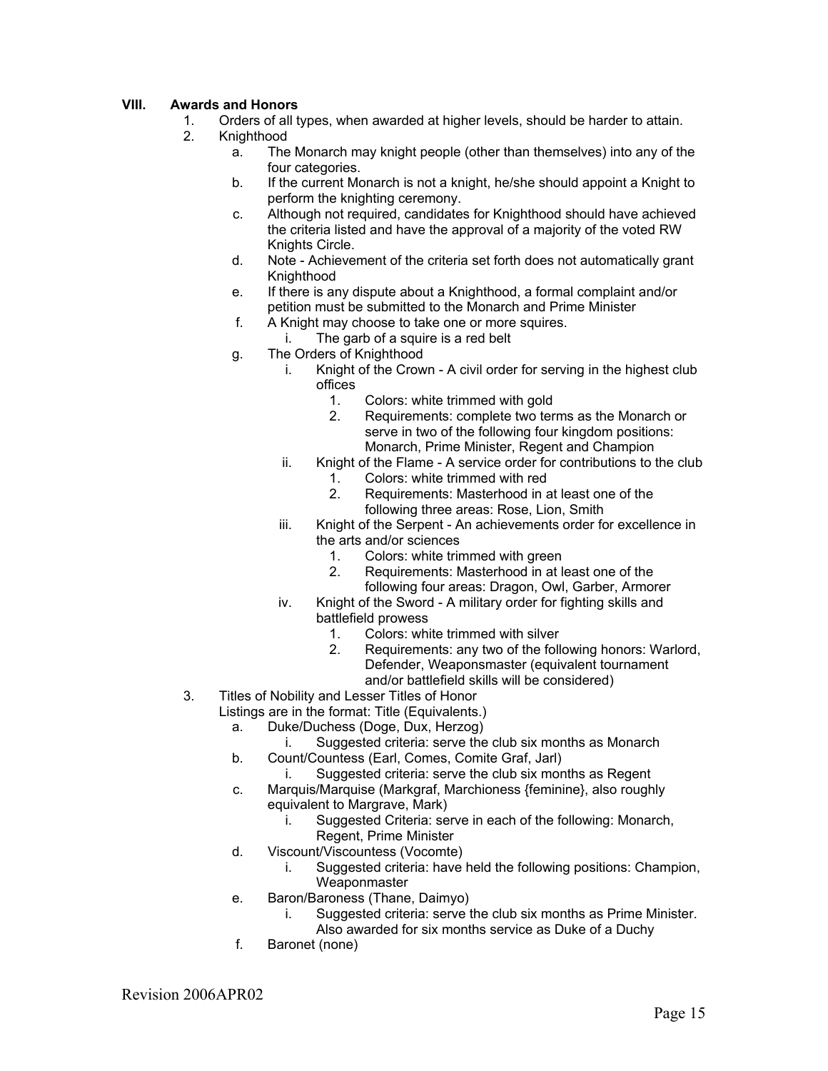## VIII. Awards and Honors

1. Orders of all types, when awarded at higher levels, should be harder to attain.
2. Knighthood
    a. The Monarch may knight people (other than themselves) into any of the four categories.
    b. If the current Monarch is not a knight, he/she should appoint a Knight to perform the knighting ceremony.
    c. Although not required, candidates for Knighthood should have achieved the criteria listed and have the approval of a majority of the voted RW Knights Circle.
    d. Note - Achievement of the criteria set forth does not automatically grant Knighthood
    e. If there is any dispute about a Knighthood, a formal complaint and/or petition must be submitted to the Monarch and Prime Minister
    f. A Knight may choose to take one or more squires.
        i. The garb of a squire is a red belt
    g. The Orders of Knighthood
        i. Knight of the Crown - A civil order for serving in the highest club offices
            1. Colors: white trimmed with gold
            2. Requirements: complete two terms as the Monarch or serve in two of the following four kingdom positions: Monarch, Prime Minister, Regent and Champion
        ii. Knight of the Flame - A service order for contributions to the club
            1. Colors: white trimmed with red
            2. Requirements: Masterhood in at least one of the following three areas: Rose, Lion, Smith
        iii. Knight of the Serpent - An achievements order for excellence in the arts and/or sciences
            1. Colors: white trimmed with green
            2. Requirements: Masterhood in at least one of the following four areas: Dragon, Owl, Garber, Armorer
        iv. Knight of the Sword - A military order for fighting skills and battlefield prowess
            1. Colors: white trimmed with silver
            2. Requirements: any two of the following honors: Warlord, Defender, Weaponsmaster (equivalent tournament and/or battlefield skills will be considered)
3. Titles of Nobility and Lesser Titles of Honor
   Listings are in the format: Title (Equivalents.)
    a. Duke/Duchess (Doge, Dux, Herzog)
        i. Suggested criteria: serve the club six months as Monarch
    b. Count/Countess (Earl, Comes, Comite Graf, Jarl)
        i. Suggested criteria: serve the club six months as Regent
    c. Marquis/Marquise (Markgraf, Marchioness {feminine}, also roughly equivalent to Margrave, Mark)
        i. Suggested Criteria: serve in each of the following: Monarch, Regent, Prime Minister
    d. Viscount/Viscountess (Vocomte)
        i. Suggested criteria: have held the following positions: Champion, Weaponmaster
    e. Baron/Baroness (Thane, Daimyo)
        i. Suggested criteria: serve the club six months as Prime Minister. Also awarded for six months service as Duke of a Duchy
    f. Baronet (none)

Revision 2006APR02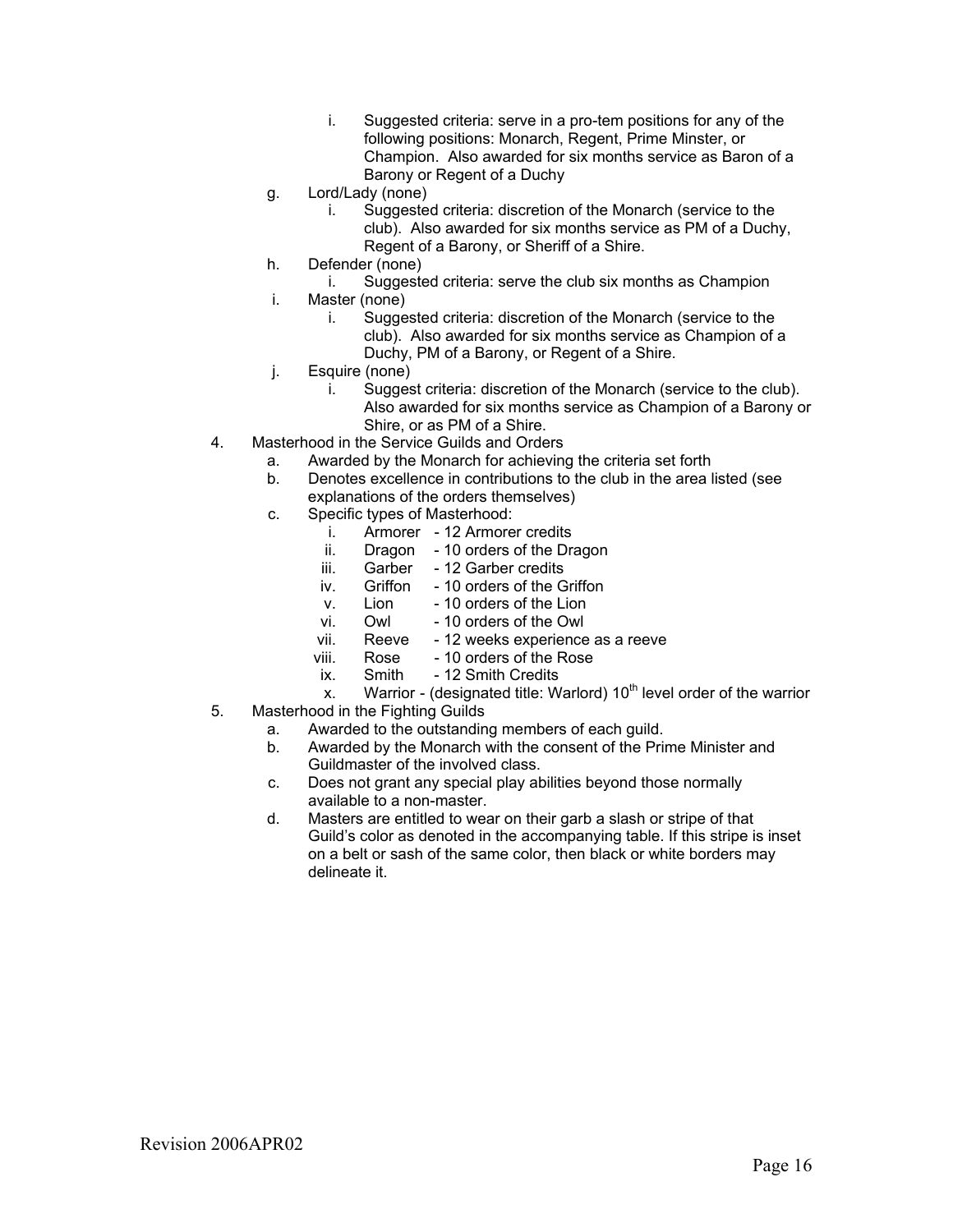i. Suggested criteria: serve in a pro-tem positions for any of the following positions: Monarch, Regent, Prime Minster, or Champion. Also awarded for six months service as Baron of a Barony or Regent of a Duchy

   g. Lord/Lady (none)
      i. Suggested criteria: discretion of the Monarch (service to the club). Also awarded for six months service as PM of a Duchy, Regent of a Barony, or Sheriff of a Shire.
   h. Defender (none)
      i. Suggested criteria: serve the club six months as Champion
   i. Master (none)
      i. Suggested criteria: discretion of the Monarch (service to the club). Also awarded for six months service as Champion of a Duchy, PM of a Barony, or Regent of a Shire.
   j. Esquire (none)
      i. Suggest criteria: discretion of the Monarch (service to the club). Also awarded for six months service as Champion of a Barony or Shire, or as PM of a Shire.

4. Masterhood in the Service Guilds and Orders
   a. Awarded by the Monarch for achieving the criteria set forth
   b. Denotes excellence in contributions to the club in the area listed (see explanations of the orders themselves)
   c. Specific types of Masterhood:
      i. Armorer - 12 Armorer credits
      ii. Dragon - 10 orders of the Dragon
      iii. Garber - 12 Garber credits
      iv. Griffon - 10 orders of the Griffon
      v. Lion - 10 orders of the Lion
      vi. Owl - 10 orders of the Owl
      vii. Reeve - 12 weeks experience as a reeve
      viii. Rose - 10 orders of the Rose
      ix. Smith - 12 Smith Credits
      x. Warrior - (designated title: Warlord) 10th level order of the warrior
5. Masterhood in the Fighting Guilds
   a. Awarded to the outstanding members of each guild.
   b. Awarded by the Monarch with the consent of the Prime Minister and Guildmaster of the involved class.
   c. Does not grant any special play abilities beyond those normally available to a non-master.
   d. Masters are entitled to wear on their garb a slash or stripe of that Guild's color as denoted in the accompanying table. If this stripe is inset on a belt or sash of the same color, then black or white borders may delineate it.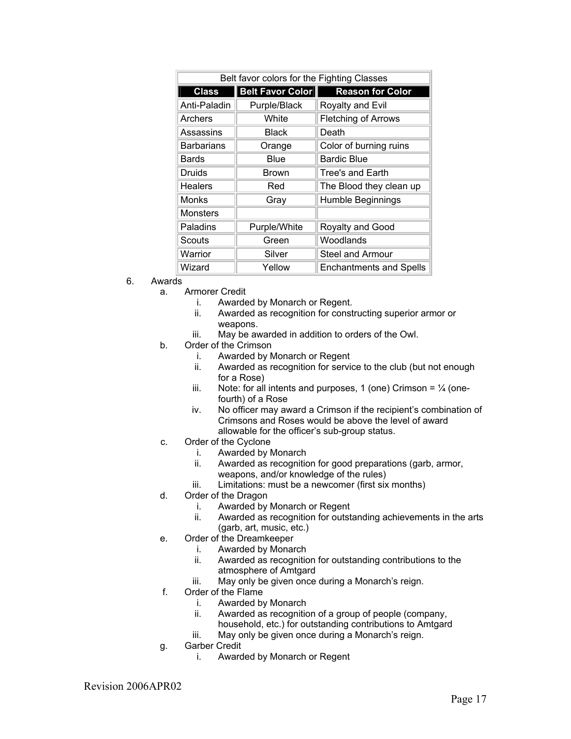| Belt favor colors for the Fighting Classes | | |
|---|---|---|
| **Class** | **Belt Favor Color** | **Reason for Color** |
| Anti-Paladin | Purple/Black | Royalty and Evil |
| Archers | White | Fletching of Arrows |
| Assassins | Black | Death |
| Barbarians | Orange | Color of burning ruins |
| Bards | Blue | Bardic Blue |
| Druids | Brown | Tree's and Earth |
| Healers | Red | The Blood they clean up |
| Monks | Gray | Humble Beginnings |
| Monsters | | |
| Paladins | Purple/White | Royalty and Good |
| Scouts | Green | Woodlands |
| Warrior | Silver | Steel and Armour |
| Wizard | Yellow | Enchantments and Spells |

6. Awards
   a. Armorer Credit
      i. Awarded by Monarch or Regent.
      ii. Awarded as recognition for constructing superior armor or weapons.
      iii. May be awarded in addition to orders of the Owl.
   b. Order of the Crimson
      i. Awarded by Monarch or Regent
      ii. Awarded as recognition for service to the club (but not enough for a Rose)
      iii. Note: for all intents and purposes, 1 (one) Crimson = ¼ (one-fourth) of a Rose
      iv. No officer may award a Crimson if the recipient's combination of Crimsons and Roses would be above the level of award allowable for the officer's sub-group status.
   c. Order of the Cyclone
      i. Awarded by Monarch
      ii. Awarded as recognition for good preparations (garb, armor, weapons, and/or knowledge of the rules)
      iii. Limitations: must be a newcomer (first six months)
   d. Order of the Dragon
      i. Awarded by Monarch or Regent
      ii. Awarded as recognition for outstanding achievements in the arts (garb, art, music, etc.)
   e. Order of the Dreamkeeper
      i. Awarded by Monarch
      ii. Awarded as recognition for outstanding contributions to the atmosphere of Amtgard
      iii. May only be given once during a Monarch's reign.
   f. Order of the Flame
      i. Awarded by Monarch
      ii. Awarded as recognition of a group of people (company, household, etc.) for outstanding contributions to Amtgard
      iii. May only be given once during a Monarch's reign.
   g. Garber Credit
      i. Awarded by Monarch or Regent

Revision 2006APR02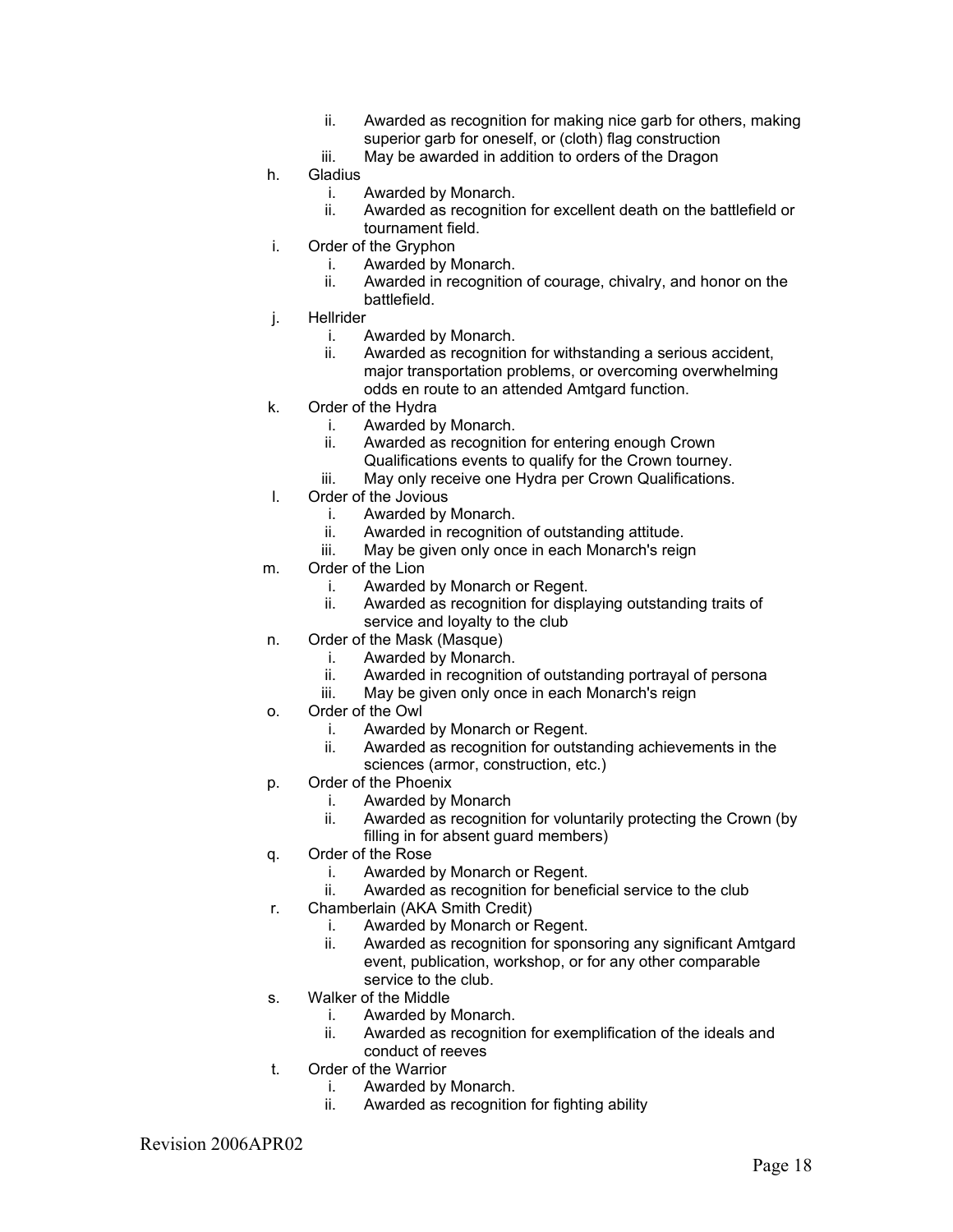ii. Awarded as recognition for making nice garb for others, making superior garb for oneself, or (cloth) flag construction
   iii. May be awarded in addition to orders of the Dragon

h. Gladius
   i. Awarded by Monarch.
   ii. Awarded as recognition for excellent death on the battlefield or tournament field.
i. Order of the Gryphon
   i. Awarded by Monarch.
   ii. Awarded in recognition of courage, chivalry, and honor on the battlefield.
j. Hellrider
   i. Awarded by Monarch.
   ii. Awarded as recognition for withstanding a serious accident, major transportation problems, or overcoming overwhelming odds en route to an attended Amtgard function.
k. Order of the Hydra
   i. Awarded by Monarch.
   ii. Awarded as recognition for entering enough Crown Qualifications events to qualify for the Crown tourney.
   iii. May only receive one Hydra per Crown Qualifications.
l. Order of the Jovious
   i. Awarded by Monarch.
   ii. Awarded in recognition of outstanding attitude.
   iii. May be given only once in each Monarch's reign
m. Order of the Lion
   i. Awarded by Monarch or Regent.
   ii. Awarded as recognition for displaying outstanding traits of service and loyalty to the club
n. Order of the Mask (Masque)
   i. Awarded by Monarch.
   ii. Awarded in recognition of outstanding portrayal of persona
   iii. May be given only once in each Monarch's reign
o. Order of the Owl
   i. Awarded by Monarch or Regent.
   ii. Awarded as recognition for outstanding achievements in the sciences (armor, construction, etc.)
p. Order of the Phoenix
   i. Awarded by Monarch
   ii. Awarded as recognition for voluntarily protecting the Crown (by filling in for absent guard members)
q. Order of the Rose
   i. Awarded by Monarch or Regent.
   ii. Awarded as recognition for beneficial service to the club
r. Chamberlain (AKA Smith Credit)
   i. Awarded by Monarch or Regent.
   ii. Awarded as recognition for sponsoring any significant Amtgard event, publication, workshop, or for any other comparable service to the club.
s. Walker of the Middle
   i. Awarded by Monarch.
   ii. Awarded as recognition for exemplification of the ideals and conduct of reeves
t. Order of the Warrior
   i. Awarded by Monarch.
   ii. Awarded as recognition for fighting ability

Revision 2006APR02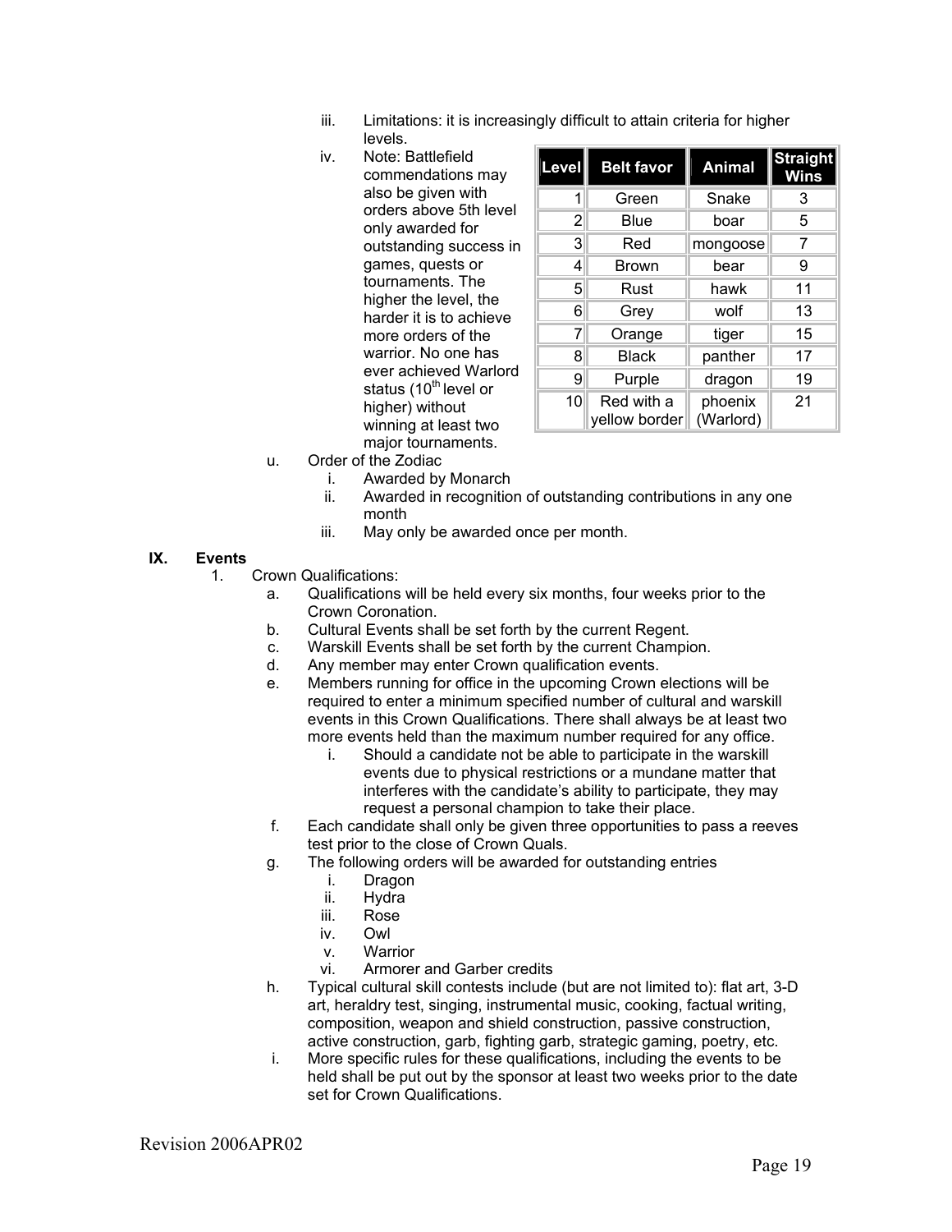iii. Limitations: it is increasingly difficult to attain criteria for higher levels.

iv. Note: Battlefield commendations may also be given with orders above 5th level only awarded for outstanding success in games, quests or tournaments. The higher the level, the harder it is to achieve more orders of the warrior. No one has ever achieved Warlord status (10th level or higher) without winning at least two major tournaments.

| Level | Belt favor | Animal | Straight Wins |
|---|---|---|---|
| 1 | Green | Snake | 3 |
| 2 | Blue | boar | 5 |
| 3 | Red | mongoose | 7 |
| 4 | Brown | bear | 9 |
| 5 | Rust | hawk | 11 |
| 6 | Grey | wolf | 13 |
| 7 | Orange | tiger | 15 |
| 8 | Black | panther | 17 |
| 9 | Purple | dragon | 19 |
| 10 | Red with a yellow border | phoenix (Warlord) | 21 |

u. Order of the Zodiac
   i. Awarded by Monarch
   ii. Awarded in recognition of outstanding contributions in any one month
   iii. May only be awarded once per month.

## IX. Events

1. Crown Qualifications:
   a. Qualifications will be held every six months, four weeks prior to the Crown Coronation.
   b. Cultural Events shall be set forth by the current Regent.
   c. Warskill Events shall be set forth by the current Champion.
   d. Any member may enter Crown qualification events.
   e. Members running for office in the upcoming Crown elections will be required to enter a minimum specified number of cultural and warskill events in this Crown Qualifications. There shall always be at least two more events held than the maximum number required for any office.
      i. Should a candidate not be able to participate in the warskill events due to physical restrictions or a mundane matter that interferes with the candidate's ability to participate, they may request a personal champion to take their place.
   f. Each candidate shall only be given three opportunities to pass a reeves test prior to the close of Crown Quals.
   g. The following orders will be awarded for outstanding entries
      i. Dragon
      ii. Hydra
      iii. Rose
      iv. Owl
      v. Warrior
      vi. Armorer and Garber credits
   h. Typical cultural skill contests include (but are not limited to): flat art, 3-D art, heraldry test, singing, instrumental music, cooking, factual writing, composition, weapon and shield construction, passive construction, active construction, garb, fighting garb, strategic gaming, poetry, etc.
   i. More specific rules for these qualifications, including the events to be held shall be put out by the sponsor at least two weeks prior to the date set for Crown Qualifications.

Revision 2006APR02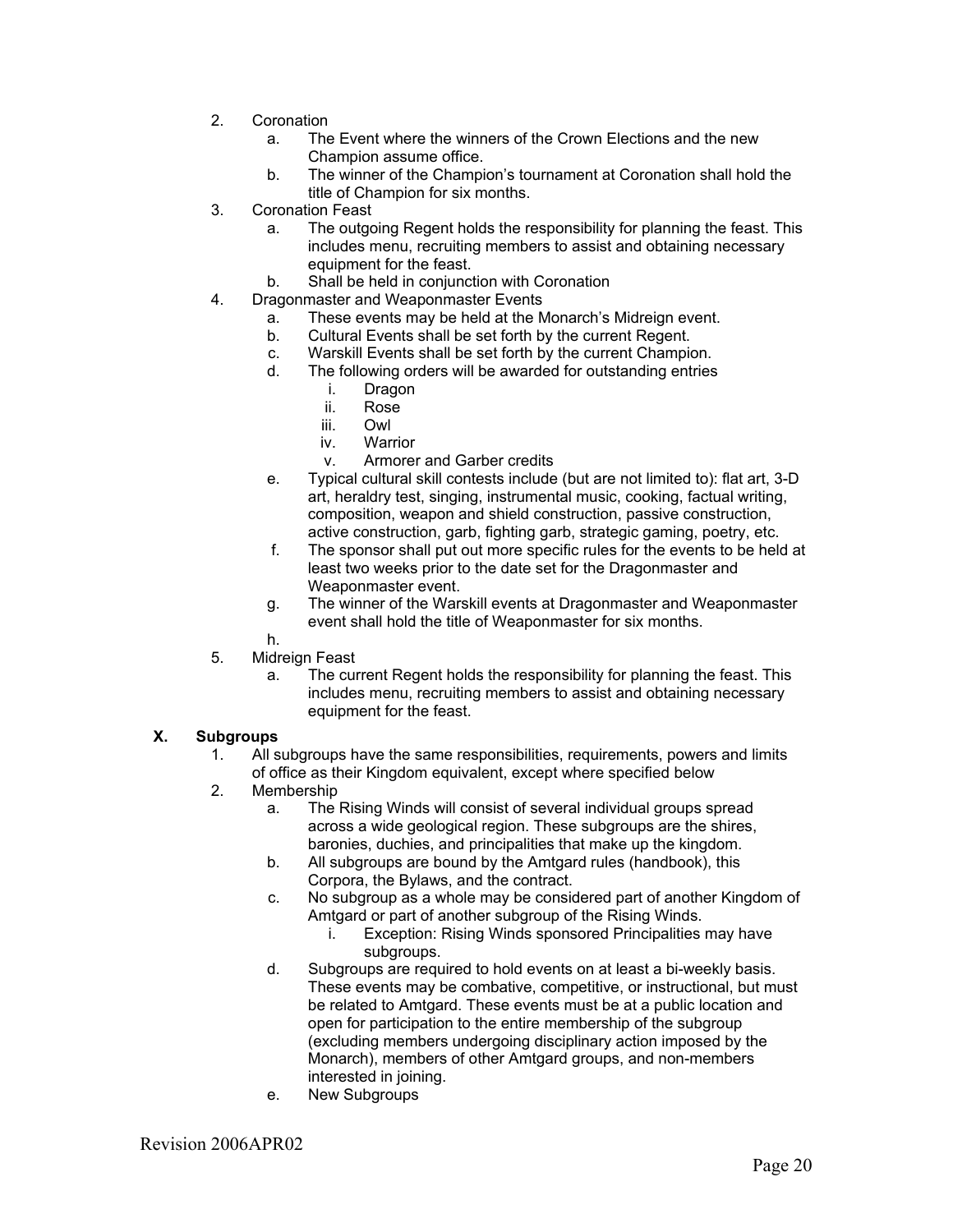2. Coronation
    a. The Event where the winners of the Crown Elections and the new Champion assume office.
    b. The winner of the Champion's tournament at Coronation shall hold the title of Champion for six months.
3. Coronation Feast
    a. The outgoing Regent holds the responsibility for planning the feast. This includes menu, recruiting members to assist and obtaining necessary equipment for the feast.
    b. Shall be held in conjunction with Coronation
4. Dragonmaster and Weaponmaster Events
    a. These events may be held at the Monarch's Midreign event.
    b. Cultural Events shall be set forth by the current Regent.
    c. Warskill Events shall be set forth by the current Champion.
    d. The following orders will be awarded for outstanding entries
        i. Dragon
        ii. Rose
        iii. Owl
        iv. Warrior
        v. Armorer and Garber credits
    e. Typical cultural skill contests include (but are not limited to): flat art, 3-D art, heraldry test, singing, instrumental music, cooking, factual writing, composition, weapon and shield construction, passive construction, active construction, garb, fighting garb, strategic gaming, poetry, etc.
    f. The sponsor shall put out more specific rules for the events to be held at least two weeks prior to the date set for the Dragonmaster and Weaponmaster event.
    g. The winner of the Warskill events at Dragonmaster and Weaponmaster event shall hold the title of Weaponmaster for six months.
    h.
5. Midreign Feast
    a. The current Regent holds the responsibility for planning the feast. This includes menu, recruiting members to assist and obtaining necessary equipment for the feast.

## X. Subgroups

1. All subgroups have the same responsibilities, requirements, powers and limits of office as their Kingdom equivalent, except where specified below
2. Membership
    a. The Rising Winds will consist of several individual groups spread across a wide geological region. These subgroups are the shires, baronies, duchies, and principalities that make up the kingdom.
    b. All subgroups are bound by the Amtgard rules (handbook), this Corpora, the Bylaws, and the contract.
    c. No subgroup as a whole may be considered part of another Kingdom of Amtgard or part of another subgroup of the Rising Winds.
        i. Exception: Rising Winds sponsored Principalities may have subgroups.
    d. Subgroups are required to hold events on at least a bi-weekly basis. These events may be combative, competitive, or instructional, but must be related to Amtgard. These events must be at a public location and open for participation to the entire membership of the subgroup (excluding members undergoing disciplinary action imposed by the Monarch), members of other Amtgard groups, and non-members interested in joining.
    e. New Subgroups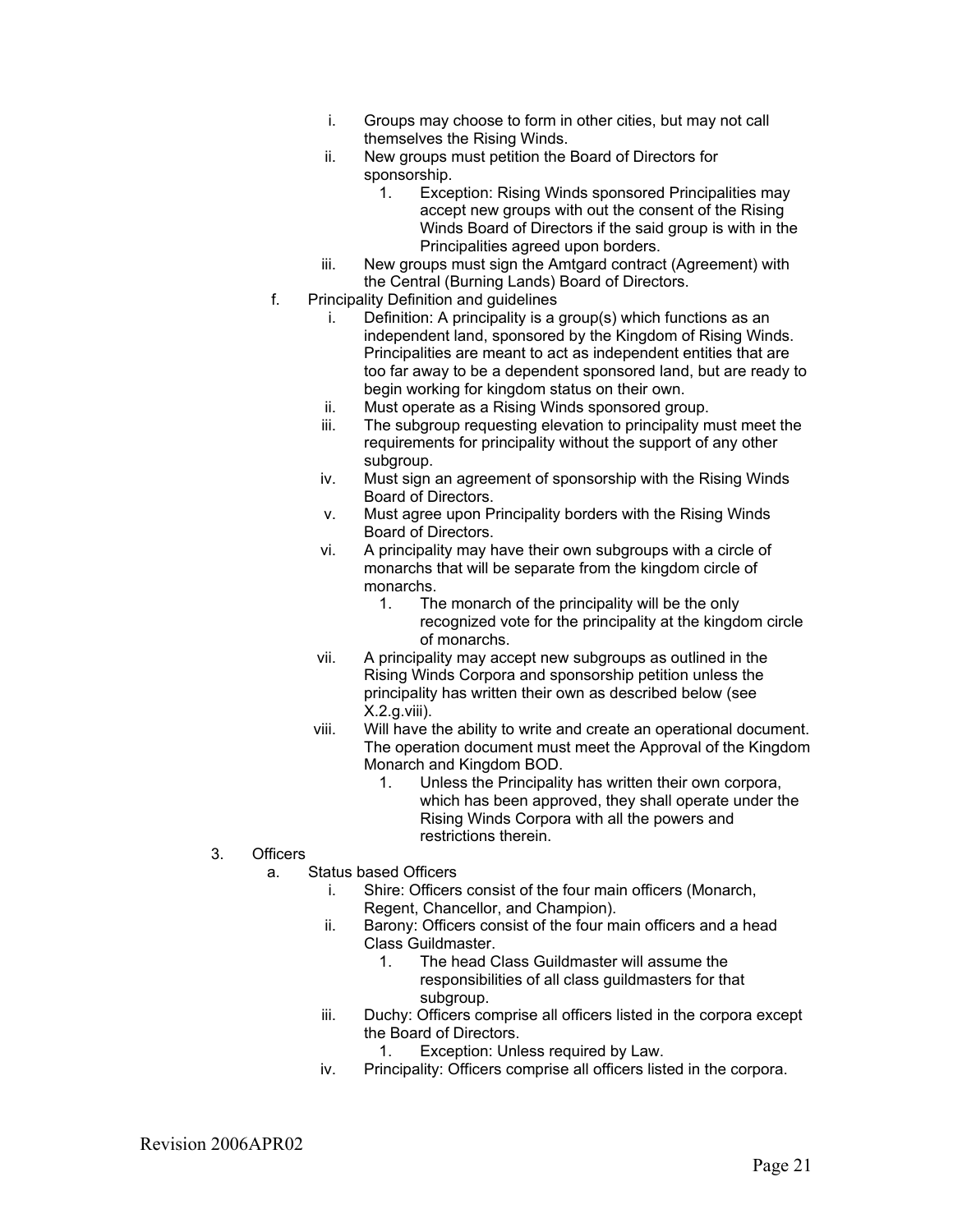- i. Groups may choose to form in other cities, but may not call themselves the Rising Winds.
   - ii. New groups must petition the Board of Directors for sponsorship.
     1. Exception: Rising Winds sponsored Principalities may accept new groups with out the consent of the Rising Winds Board of Directors if the said group is with in the Principalities agreed upon borders.
   - iii. New groups must sign the Amtgard contract (Agreement) with the Central (Burning Lands) Board of Directors.
 - f. Principality Definition and guidelines
   - i. Definition: A principality is a group(s) which functions as an independent land, sponsored by the Kingdom of Rising Winds. Principalities are meant to act as independent entities that are too far away to be a dependent sponsored land, but are ready to begin working for kingdom status on their own.
   - ii. Must operate as a Rising Winds sponsored group.
   - iii. The subgroup requesting elevation to principality must meet the requirements for principality without the support of any other subgroup.
   - iv. Must sign an agreement of sponsorship with the Rising Winds Board of Directors.
   - v. Must agree upon Principality borders with the Rising Winds Board of Directors.
   - vi. A principality may have their own subgroups with a circle of monarchs that will be separate from the kingdom circle of monarchs.
     1. The monarch of the principality will be the only recognized vote for the principality at the kingdom circle of monarchs.
   - vii. A principality may accept new subgroups as outlined in the Rising Winds Corpora and sponsorship petition unless the principality has written their own as described below (see X.2.g.viii).
   - viii. Will have the ability to write and create an operational document. The operation document must meet the Approval of the Kingdom Monarch and Kingdom BOD.
     1. Unless the Principality has written their own corpora, which has been approved, they shall operate under the Rising Winds Corpora with all the powers and restrictions therein.

3. Officers
 - a. Status based Officers
   - i. Shire: Officers consist of the four main officers (Monarch, Regent, Chancellor, and Champion).
   - ii. Barony: Officers consist of the four main officers and a head Class Guildmaster.
     1. The head Class Guildmaster will assume the responsibilities of all class guildmasters for that subgroup.
   - iii. Duchy: Officers comprise all officers listed in the corpora except the Board of Directors.
     1. Exception: Unless required by Law.
   - iv. Principality: Officers comprise all officers listed in the corpora.

Revision 2006APR02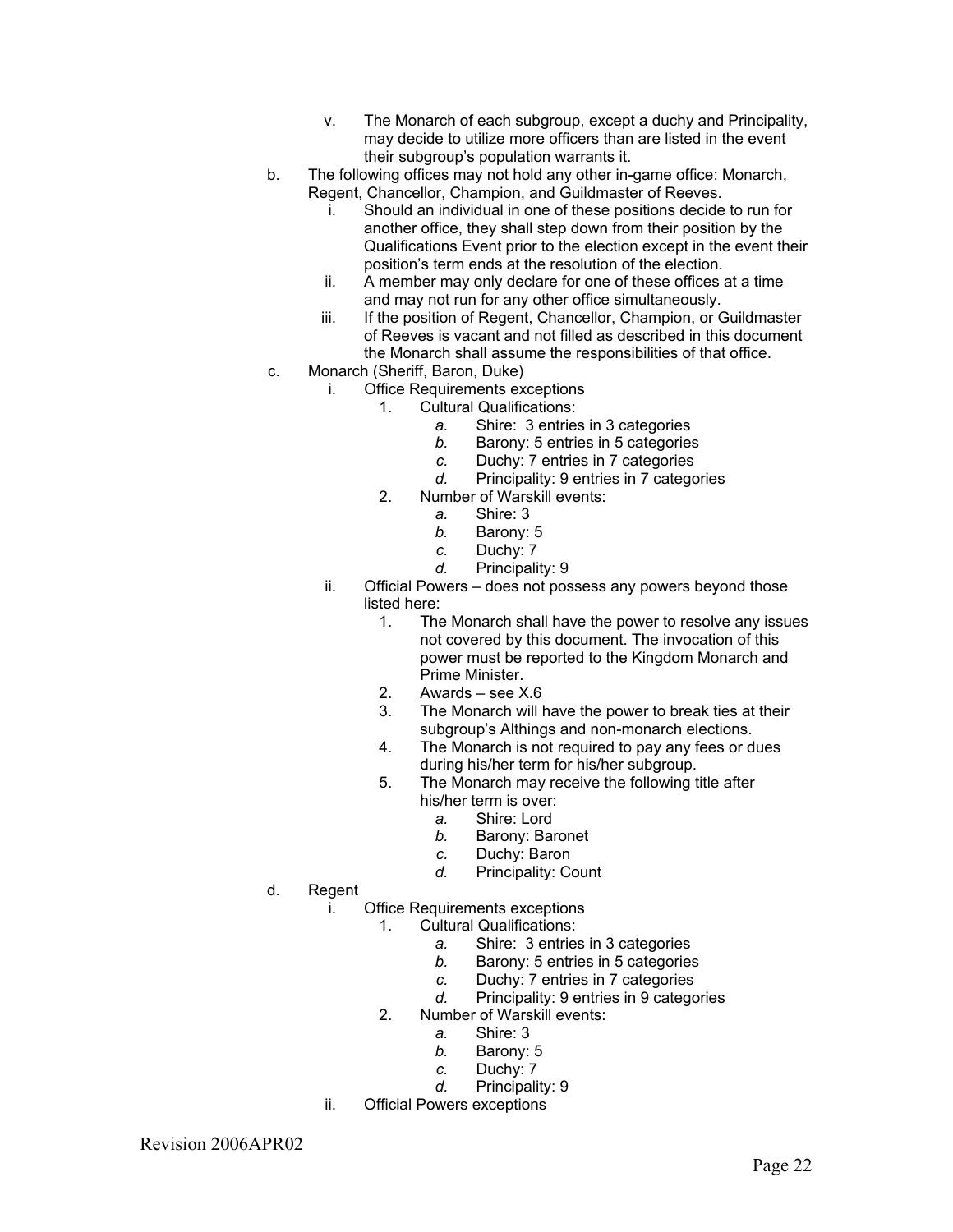v. The Monarch of each subgroup, except a duchy and Principality, may decide to utilize more officers than are listed in the event their subgroup's population warrants it.

b. The following offices may not hold any other in-game office: Monarch, Regent, Chancellor, Champion, and Guildmaster of Reeves.
   i. Should an individual in one of these positions decide to run for another office, they shall step down from their position by the Qualifications Event prior to the election except in the event their position's term ends at the resolution of the election.
   ii. A member may only declare for one of these offices at a time and may not run for any other office simultaneously.
   iii. If the position of Regent, Chancellor, Champion, or Guildmaster of Reeves is vacant and not filled as described in this document the Monarch shall assume the responsibilities of that office.

c. Monarch (Sheriff, Baron, Duke)
   i. Office Requirements exceptions
      1. Cultural Qualifications:
         *a.* Shire: 3 entries in 3 categories
         *b.* Barony: 5 entries in 5 categories
         *c.* Duchy: 7 entries in 7 categories
         *d.* Principality: 9 entries in 7 categories
      2. Number of Warskill events:
         *a.* Shire: 3
         *b.* Barony: 5
         *c.* Duchy: 7
         *d.* Principality: 9
   ii. Official Powers – does not possess any powers beyond those listed here:
      1. The Monarch shall have the power to resolve any issues not covered by this document. The invocation of this power must be reported to the Kingdom Monarch and Prime Minister.
      2. Awards – see X.6
      3. The Monarch will have the power to break ties at their subgroup's Althings and non-monarch elections.
      4. The Monarch is not required to pay any fees or dues during his/her term for his/her subgroup.
      5. The Monarch may receive the following title after his/her term is over:
         *a.* Shire: Lord
         *b.* Barony: Baronet
         *c.* Duchy: Baron
         *d.* Principality: Count

d. Regent
   i. Office Requirements exceptions
      1. Cultural Qualifications:
         *a.* Shire: 3 entries in 3 categories
         *b.* Barony: 5 entries in 5 categories
         *c.* Duchy: 7 entries in 7 categories
         *d.* Principality: 9 entries in 9 categories
      2. Number of Warskill events:
         *a.* Shire: 3
         *b.* Barony: 5
         *c.* Duchy: 7
         *d.* Principality: 9
   ii. Official Powers exceptions

Revision 2006APR02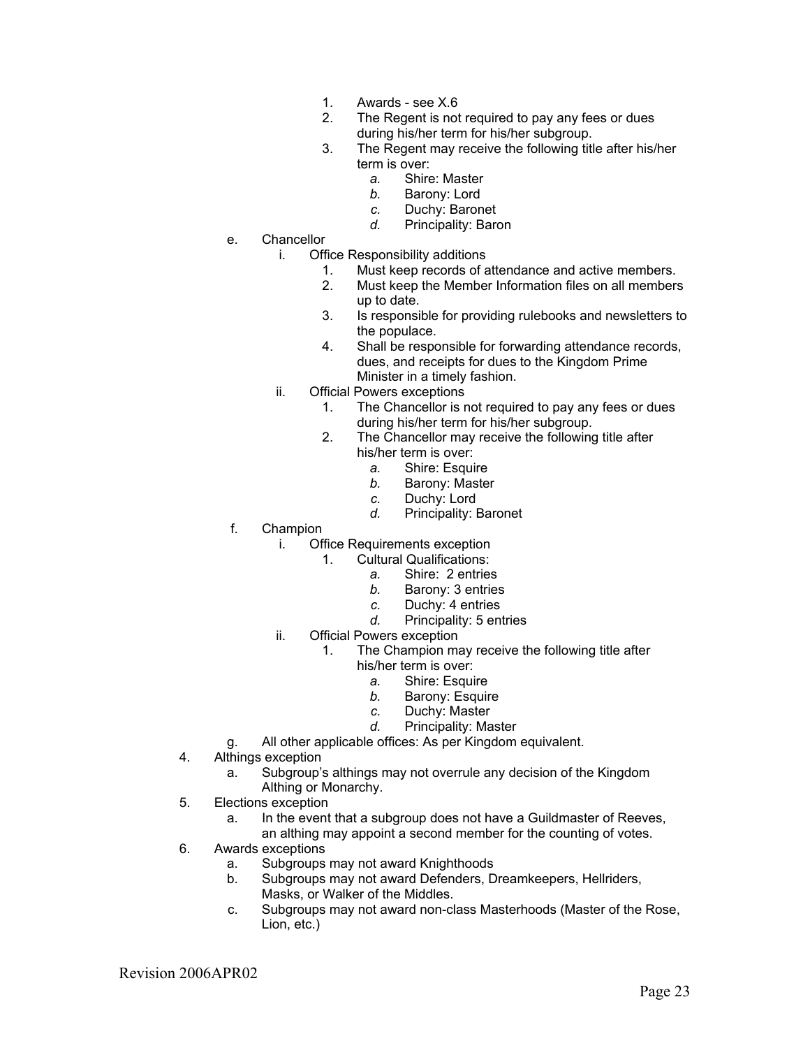1. Awards - see X.6
2. The Regent is not required to pay any fees or dues during his/her term for his/her subgroup.
3. The Regent may receive the following title after his/her term is over:
   - *a.* Shire: Master
   - *b.* Barony: Lord
   - *c.* Duchy: Baronet
   - *d.* Principality: Baron

e. Chancellor

- i. Office Responsibility additions
  1. Must keep records of attendance and active members.
  2. Must keep the Member Information files on all members up to date.
  3. Is responsible for providing rulebooks and newsletters to the populace.
  4. Shall be responsible for forwarding attendance records, dues, and receipts for dues to the Kingdom Prime Minister in a timely fashion.
- ii. Official Powers exceptions
  1. The Chancellor is not required to pay any fees or dues during his/her term for his/her subgroup.
  2. The Chancellor may receive the following title after his/her term is over:
     - *a.* Shire: Esquire
     - *b.* Barony: Master
     - *c.* Duchy: Lord
     - *d.* Principality: Baronet

f. Champion

- i. Office Requirements exception
  1. Cultural Qualifications:
     - *a.* Shire: 2 entries
     - *b.* Barony: 3 entries
     - *c.* Duchy: 4 entries
     - *d.* Principality: 5 entries
- ii. Official Powers exception
  1. The Champion may receive the following title after his/her term is over:
     - *a.* Shire: Esquire
     - *b.* Barony: Esquire
     - *c.* Duchy: Master
     - *d.* Principality: Master

g. All other applicable offices: As per Kingdom equivalent.

4. Althings exception
   - a. Subgroup's althings may not overrule any decision of the Kingdom Althing or Monarchy.
5. Elections exception
   - a. In the event that a subgroup does not have a Guildmaster of Reeves, an althing may appoint a second member for the counting of votes.
6. Awards exceptions
   - a. Subgroups may not award Knighthoods
   - b. Subgroups may not award Defenders, Dreamkeepers, Hellriders, Masks, or Walker of the Middles.
   - c. Subgroups may not award non-class Masterhoods (Master of the Rose, Lion, etc.)

Revision 2006APR02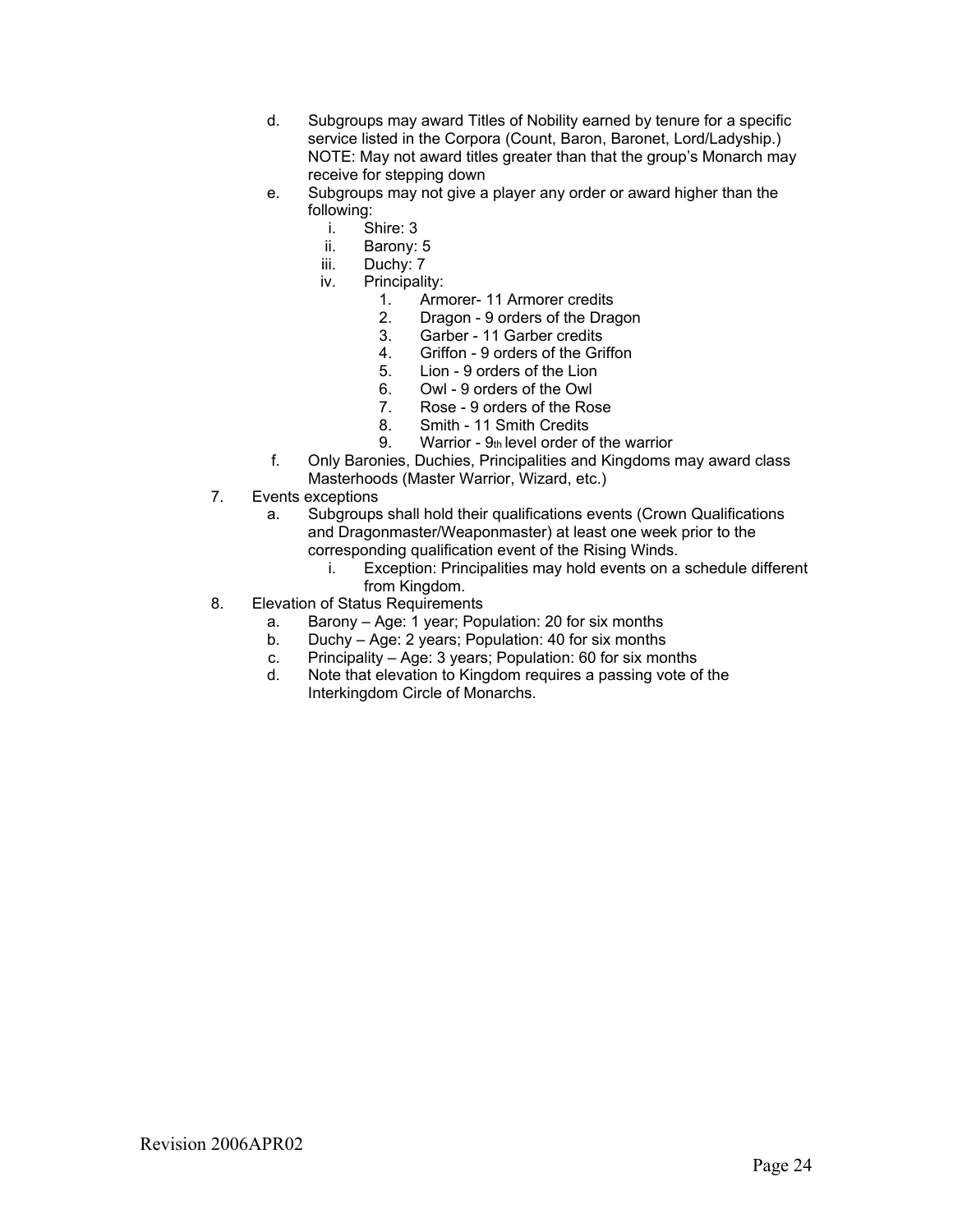d. Subgroups may award Titles of Nobility earned by tenure for a specific service listed in the Corpora (Count, Baron, Baronet, Lord/Ladyship.) NOTE: May not award titles greater than that the group's Monarch may receive for stepping down

e. Subgroups may not give a player any order or award higher than the following:

   i. Shire: 3
   ii. Barony: 5
   iii. Duchy: 7
   iv. Principality:
      1. Armorer- 11 Armorer credits
      2. Dragon - 9 orders of the Dragon
      3. Garber - 11 Garber credits
      4. Griffon - 9 orders of the Griffon
      5. Lion - 9 orders of the Lion
      6. Owl - 9 orders of the Owl
      7. Rose - 9 orders of the Rose
      8. Smith - 11 Smith Credits
      9. Warrior - 9th level order of the warrior

f. Only Baronies, Duchies, Principalities and Kingdoms may award class Masterhoods (Master Warrior, Wizard, etc.)

7. Events exceptions

   a. Subgroups shall hold their qualifications events (Crown Qualifications and Dragonmaster/Weaponmaster) at least one week prior to the corresponding qualification event of the Rising Winds.

      i. Exception: Principalities may hold events on a schedule different from Kingdom.

8. Elevation of Status Requirements

   a. Barony – Age: 1 year; Population: 20 for six months
   b. Duchy – Age: 2 years; Population: 40 for six months
   c. Principality – Age: 3 years; Population: 60 for six months
   d. Note that elevation to Kingdom requires a passing vote of the Interkingdom Circle of Monarchs.

Revision 2006APR02